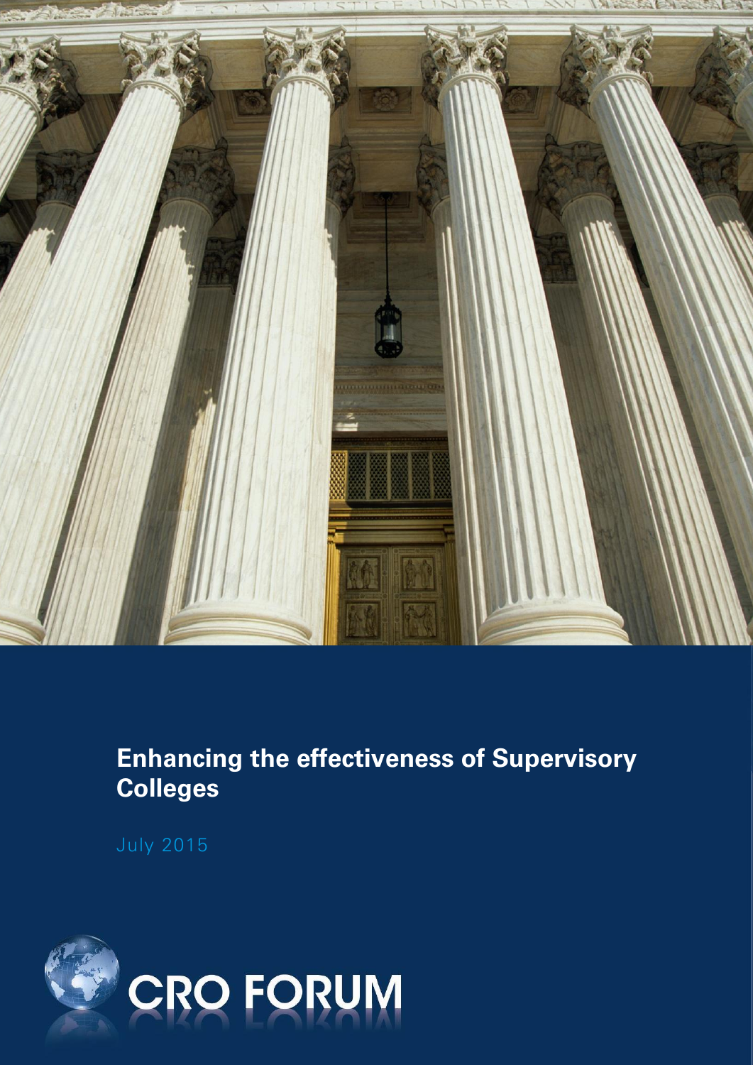# Enhancing the effectiveness of Supervisory Colleges

July 2015

CRO FORUM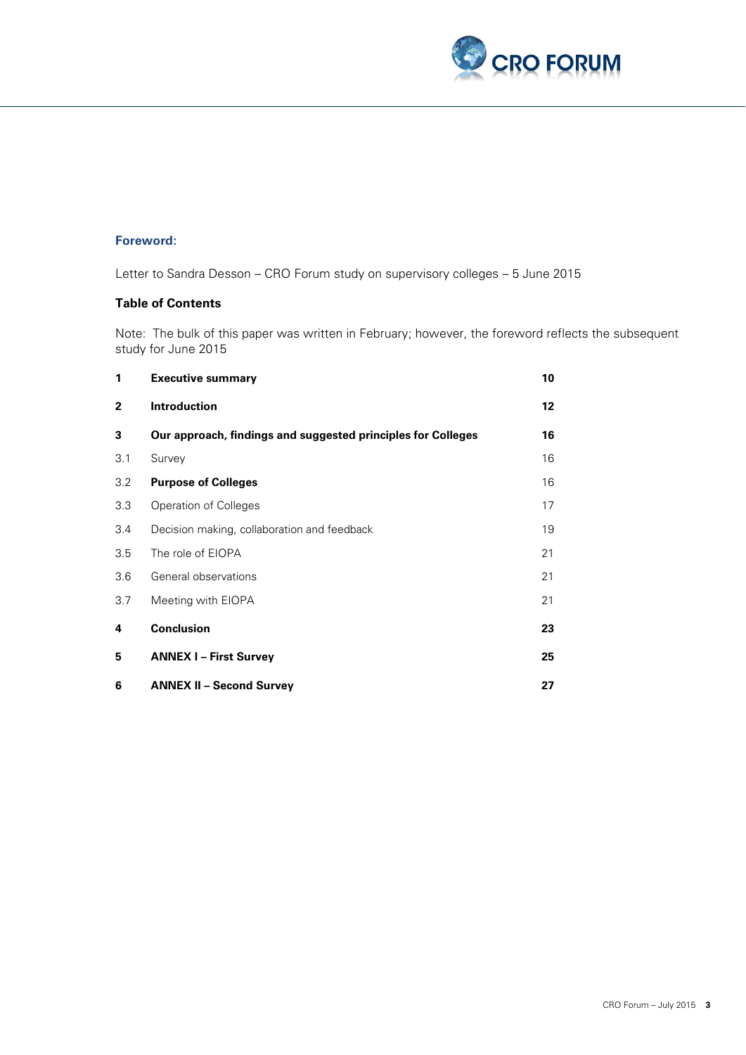### Foreword:

Letter to Sandra Desson – CRO Forum study on supervisory colleges – 5 June 2015

### Table of Contents

Note: The bulk of this paper was written in February; however, the foreword reflects the subsequent study for June 2015

| | | |
|---|---|---|
| **1** | **Executive summary** | **10** |
| **2** | **Introduction** | **12** |
| **3** | **Our approach, findings and suggested principles for Colleges** | **16** |
| 3.1 | Survey | 16 |
| 3.2 | **Purpose of Colleges** | 16 |
| 3.3 | Operation of Colleges | 17 |
| 3.4 | Decision making, collaboration and feedback | 19 |
| 3.5 | The role of EIOPA | 21 |
| 3.6 | General observations | 21 |
| 3.7 | Meeting with EIOPA | 21 |
| **4** | **Conclusion** | **23** |
| **5** | **ANNEX I – First Survey** | **25** |
| **6** | **ANNEX II – Second Survey** | **27** |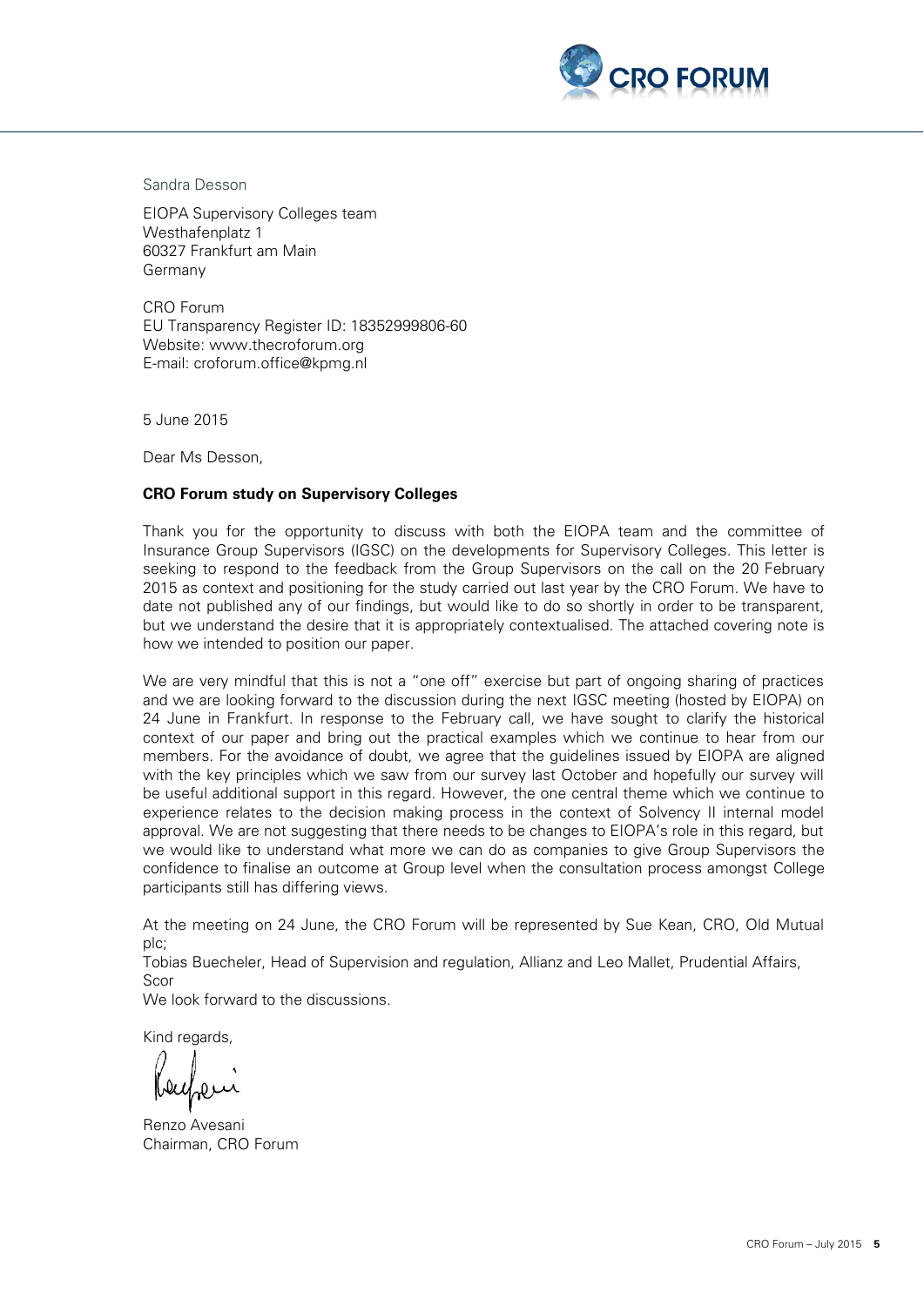Sandra Desson

EIOPA Supervisory Colleges team
Westhafenplatz 1
60327 Frankfurt am Main
Germany

CRO Forum
EU Transparency Register ID: 18352999806-60
Website: www.thecroforum.org
E-mail: croforum.office@kpmg.nl

5 June 2015

Dear Ms Desson,

**CRO Forum study on Supervisory Colleges**

Thank you for the opportunity to discuss with both the EIOPA team and the committee of Insurance Group Supervisors (IGSC) on the developments for Supervisory Colleges. This letter is seeking to respond to the feedback from the Group Supervisors on the call on the 20 February 2015 as context and positioning for the study carried out last year by the CRO Forum. We have to date not published any of our findings, but would like to do so shortly in order to be transparent, but we understand the desire that it is appropriately contextualised. The attached covering note is how we intended to position our paper.

We are very mindful that this is not a "one off" exercise but part of ongoing sharing of practices and we are looking forward to the discussion during the next IGSC meeting (hosted by EIOPA) on 24 June in Frankfurt. In response to the February call, we have sought to clarify the historical context of our paper and bring out the practical examples which we continue to hear from our members. For the avoidance of doubt, we agree that the guidelines issued by EIOPA are aligned with the key principles which we saw from our survey last October and hopefully our survey will be useful additional support in this regard. However, the one central theme which we continue to experience relates to the decision making process in the context of Solvency II internal model approval. We are not suggesting that there needs to be changes to EIOPA's role in this regard, but we would like to understand what more we can do as companies to give Group Supervisors the confidence to finalise an outcome at Group level when the consultation process amongst College participants still has differing views.

At the meeting on 24 June, the CRO Forum will be represented by Sue Kean, CRO, Old Mutual plc;
Tobias Buecheler, Head of Supervision and regulation, Allianz and Leo Mallet, Prudential Affairs, Scor
We look forward to the discussions.

Kind regards,

Renzo Avesani
Chairman, CRO Forum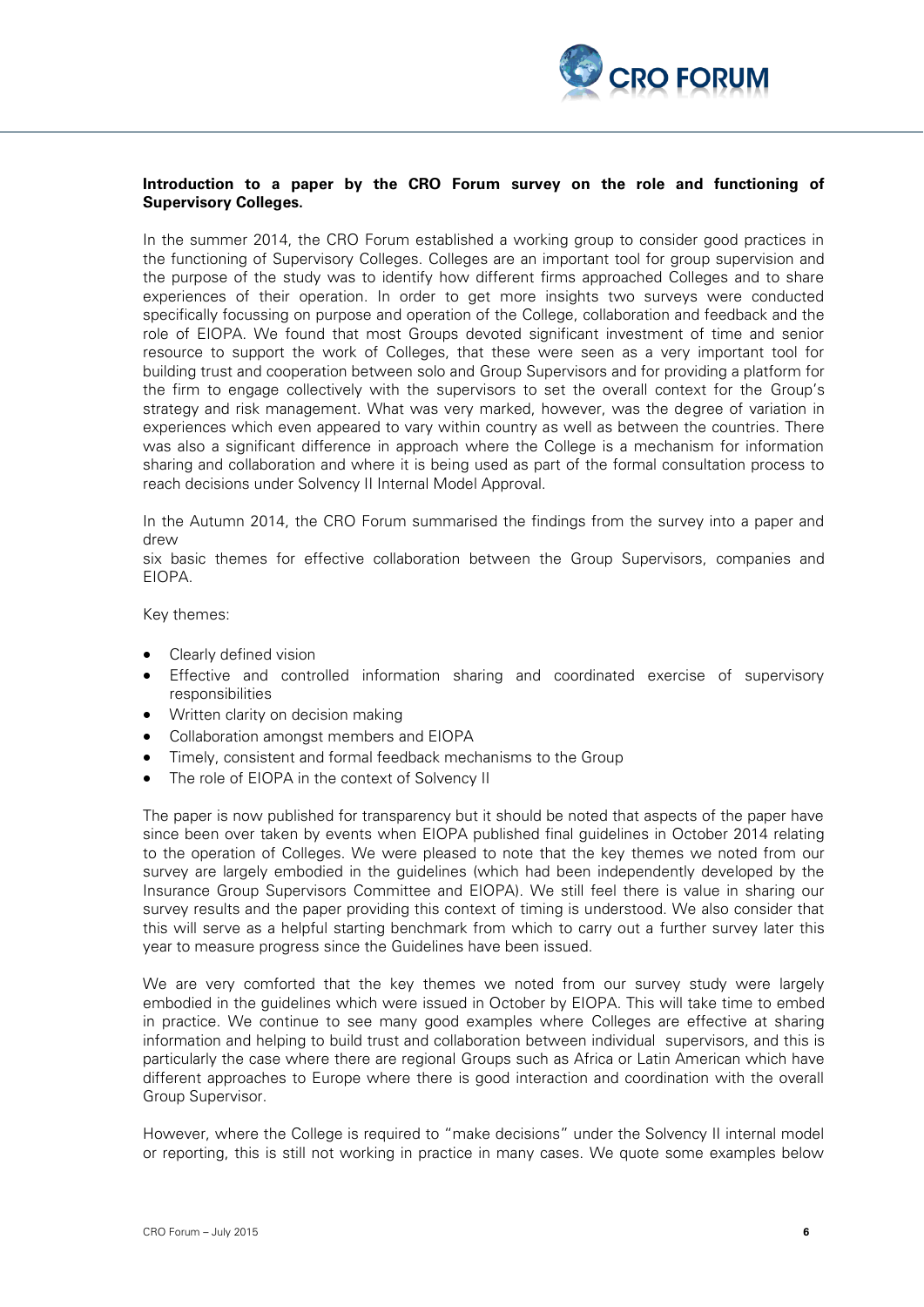**Introduction to a paper by the CRO Forum survey on the role and functioning of Supervisory Colleges.**

In the summer 2014, the CRO Forum established a working group to consider good practices in the functioning of Supervisory Colleges. Colleges are an important tool for group supervision and the purpose of the study was to identify how different firms approached Colleges and to share experiences of their operation. In order to get more insights two surveys were conducted specifically focussing on purpose and operation of the College, collaboration and feedback and the role of EIOPA. We found that most Groups devoted significant investment of time and senior resource to support the work of Colleges, that these were seen as a very important tool for building trust and cooperation between solo and Group Supervisors and for providing a platform for the firm to engage collectively with the supervisors to set the overall context for the Group's strategy and risk management. What was very marked, however, was the degree of variation in experiences which even appeared to vary within country as well as between the countries. There was also a significant difference in approach where the College is a mechanism for information sharing and collaboration and where it is being used as part of the formal consultation process to reach decisions under Solvency II Internal Model Approval.

In the Autumn 2014, the CRO Forum summarised the findings from the survey into a paper and drew
six basic themes for effective collaboration between the Group Supervisors, companies and EIOPA.

Key themes:

- Clearly defined vision
- Effective and controlled information sharing and coordinated exercise of supervisory responsibilities
- Written clarity on decision making
- Collaboration amongst members and EIOPA
- Timely, consistent and formal feedback mechanisms to the Group
- The role of EIOPA in the context of Solvency II

The paper is now published for transparency but it should be noted that aspects of the paper have since been over taken by events when EIOPA published final guidelines in October 2014 relating to the operation of Colleges. We were pleased to note that the key themes we noted from our survey are largely embodied in the guidelines (which had been independently developed by the Insurance Group Supervisors Committee and EIOPA). We still feel there is value in sharing our survey results and the paper providing this context of timing is understood. We also consider that this will serve as a helpful starting benchmark from which to carry out a further survey later this year to measure progress since the Guidelines have been issued.

We are very comforted that the key themes we noted from our survey study were largely embodied in the guidelines which were issued in October by EIOPA. This will take time to embed in practice. We continue to see many good examples where Colleges are effective at sharing information and helping to build trust and collaboration between individual supervisors, and this is particularly the case where there are regional Groups such as Africa or Latin American which have different approaches to Europe where there is good interaction and coordination with the overall Group Supervisor.

However, where the College is required to "make decisions" under the Solvency II internal model or reporting, this is still not working in practice in many cases. We quote some examples below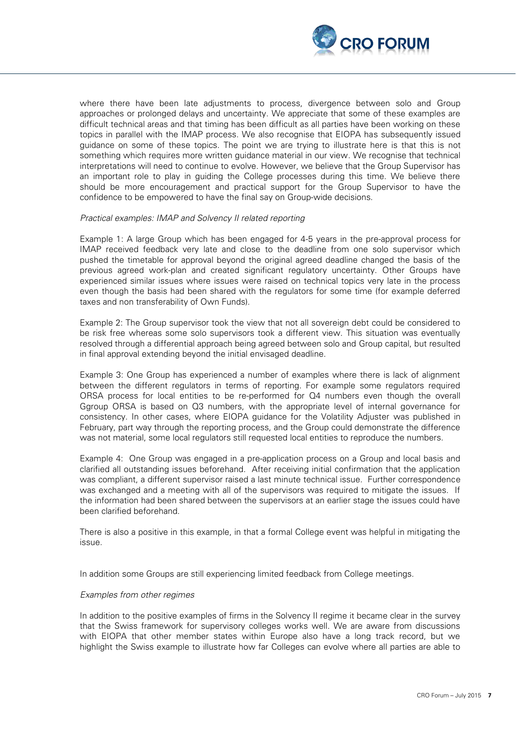where there have been late adjustments to process, divergence between solo and Group approaches or prolonged delays and uncertainty. We appreciate that some of these examples are difficult technical areas and that timing has been difficult as all parties have been working on these topics in parallel with the IMAP process. We also recognise that EIOPA has subsequently issued guidance on some of these topics. The point we are trying to illustrate here is that this is not something which requires more written guidance material in our view. We recognise that technical interpretations will need to continue to evolve. However, we believe that the Group Supervisor has an important role to play in guiding the College processes during this time. We believe there should be more encouragement and practical support for the Group Supervisor to have the confidence to be empowered to have the final say on Group-wide decisions.

*Practical examples: IMAP and Solvency II related reporting*

Example 1: A large Group which has been engaged for 4-5 years in the pre-approval process for IMAP received feedback very late and close to the deadline from one solo supervisor which pushed the timetable for approval beyond the original agreed deadline changed the basis of the previous agreed work-plan and created significant regulatory uncertainty. Other Groups have experienced similar issues where issues were raised on technical topics very late in the process even though the basis had been shared with the regulators for some time (for example deferred taxes and non transferability of Own Funds).

Example 2: The Group supervisor took the view that not all sovereign debt could be considered to be risk free whereas some solo supervisors took a different view. This situation was eventually resolved through a differential approach being agreed between solo and Group capital, but resulted in final approval extending beyond the initial envisaged deadline.

Example 3: One Group has experienced a number of examples where there is lack of alignment between the different regulators in terms of reporting. For example some regulators required ORSA process for local entities to be re-performed for Q4 numbers even though the overall Ggroup ORSA is based on Q3 numbers, with the appropriate level of internal governance for consistency. In other cases, where EIOPA guidance for the Volatility Adjuster was published in February, part way through the reporting process, and the Group could demonstrate the difference was not material, some local regulators still requested local entities to reproduce the numbers.

Example 4: One Group was engaged in a pre-application process on a Group and local basis and clarified all outstanding issues beforehand. After receiving initial confirmation that the application was compliant, a different supervisor raised a last minute technical issue. Further correspondence was exchanged and a meeting with all of the supervisors was required to mitigate the issues. If the information had been shared between the supervisors at an earlier stage the issues could have been clarified beforehand.

There is also a positive in this example, in that a formal College event was helpful in mitigating the issue.

In addition some Groups are still experiencing limited feedback from College meetings.

*Examples from other regimes*

In addition to the positive examples of firms in the Solvency II regime it became clear in the survey that the Swiss framework for supervisory colleges works well. We are aware from discussions with EIOPA that other member states within Europe also have a long track record, but we highlight the Swiss example to illustrate how far Colleges can evolve where all parties are able to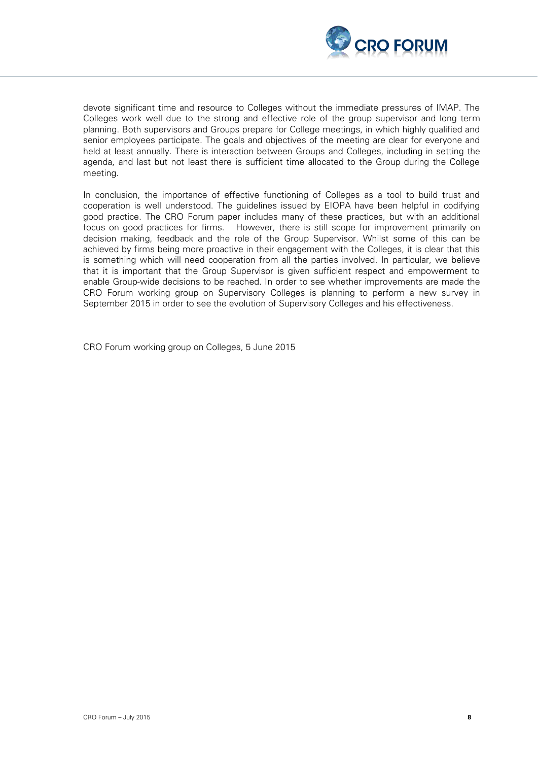devote significant time and resource to Colleges without the immediate pressures of IMAP. The Colleges work well due to the strong and effective role of the group supervisor and long term planning. Both supervisors and Groups prepare for College meetings, in which highly qualified and senior employees participate. The goals and objectives of the meeting are clear for everyone and held at least annually. There is interaction between Groups and Colleges, including in setting the agenda, and last but not least there is sufficient time allocated to the Group during the College meeting.

In conclusion, the importance of effective functioning of Colleges as a tool to build trust and cooperation is well understood. The guidelines issued by EIOPA have been helpful in codifying good practice. The CRO Forum paper includes many of these practices, but with an additional focus on good practices for firms. However, there is still scope for improvement primarily on decision making, feedback and the role of the Group Supervisor. Whilst some of this can be achieved by firms being more proactive in their engagement with the Colleges, it is clear that this is something which will need cooperation from all the parties involved. In particular, we believe that it is important that the Group Supervisor is given sufficient respect and empowerment to enable Group-wide decisions to be reached. In order to see whether improvements are made the CRO Forum working group on Supervisory Colleges is planning to perform a new survey in September 2015 in order to see the evolution of Supervisory Colleges and his effectiveness.

CRO Forum working group on Colleges, 5 June 2015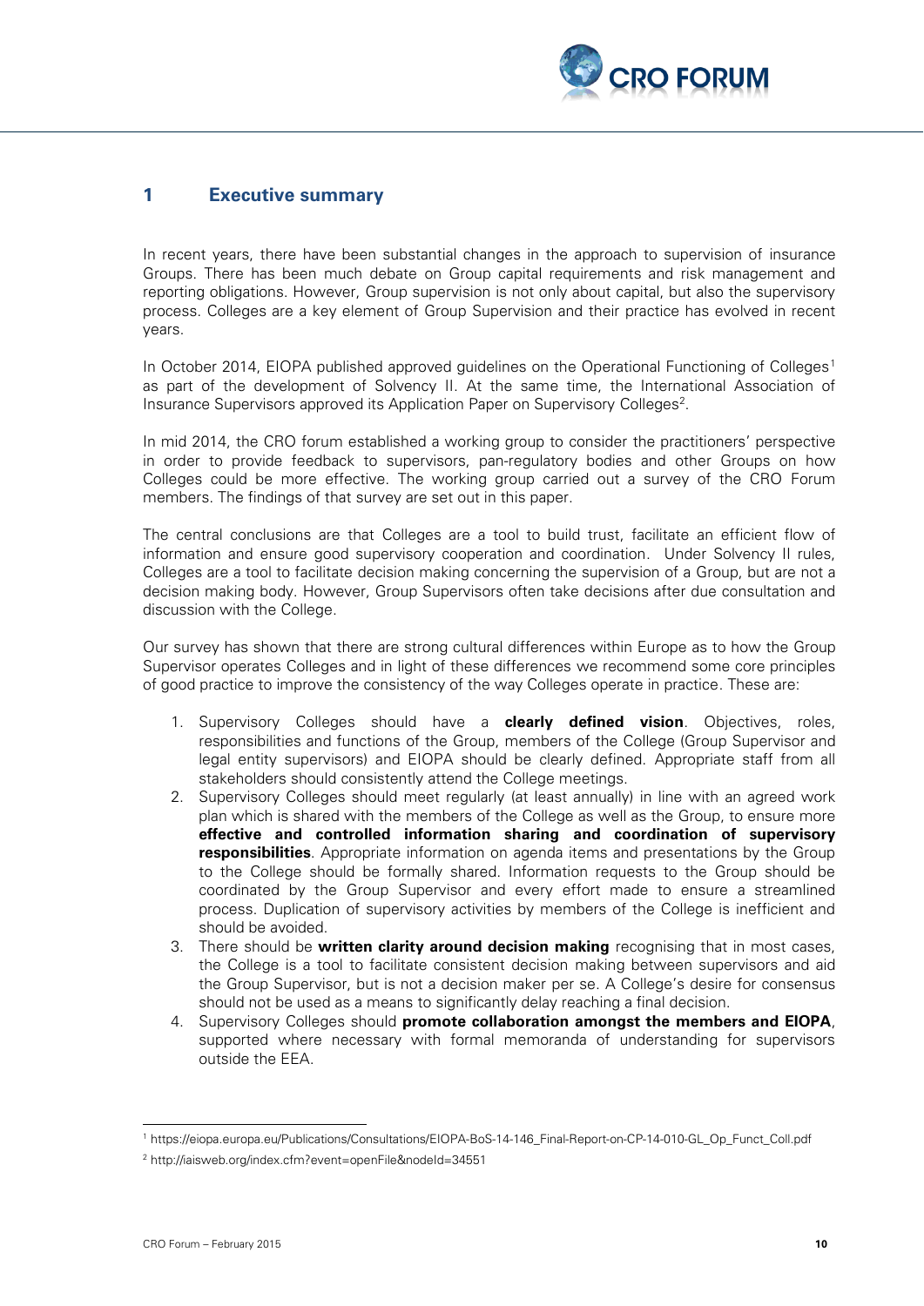# 1 Executive summary

In recent years, there have been substantial changes in the approach to supervision of insurance Groups. There has been much debate on Group capital requirements and risk management and reporting obligations. However, Group supervision is not only about capital, but also the supervisory process. Colleges are a key element of Group Supervision and their practice has evolved in recent years.

In October 2014, EIOPA published approved guidelines on the Operational Functioning of Colleges[1] as part of the development of Solvency II. At the same time, the International Association of Insurance Supervisors approved its Application Paper on Supervisory Colleges[2].

In mid 2014, the CRO forum established a working group to consider the practitioners' perspective in order to provide feedback to supervisors, pan-regulatory bodies and other Groups on how Colleges could be more effective. The working group carried out a survey of the CRO Forum members. The findings of that survey are set out in this paper.

The central conclusions are that Colleges are a tool to build trust, facilitate an efficient flow of information and ensure good supervisory cooperation and coordination. Under Solvency II rules, Colleges are a tool to facilitate decision making concerning the supervision of a Group, but are not a decision making body. However, Group Supervisors often take decisions after due consultation and discussion with the College.

Our survey has shown that there are strong cultural differences within Europe as to how the Group Supervisor operates Colleges and in light of these differences we recommend some core principles of good practice to improve the consistency of the way Colleges operate in practice. These are:

1. Supervisory Colleges should have a **clearly defined vision**. Objectives, roles, responsibilities and functions of the Group, members of the College (Group Supervisor and legal entity supervisors) and EIOPA should be clearly defined. Appropriate staff from all stakeholders should consistently attend the College meetings.
2. Supervisory Colleges should meet regularly (at least annually) in line with an agreed work plan which is shared with the members of the College as well as the Group, to ensure more **effective and controlled information sharing and coordination of supervisory responsibilities**. Appropriate information on agenda items and presentations by the Group to the College should be formally shared. Information requests to the Group should be coordinated by the Group Supervisor and every effort made to ensure a streamlined process. Duplication of supervisory activities by members of the College is inefficient and should be avoided.
3. There should be **written clarity around decision making** recognising that in most cases, the College is a tool to facilitate consistent decision making between supervisors and aid the Group Supervisor, but is not a decision maker per se. A College's desire for consensus should not be used as a means to significantly delay reaching a final decision.
4. Supervisory Colleges should **promote collaboration amongst the members and EIOPA**, supported where necessary with formal memoranda of understanding for supervisors outside the EEA.

---

[1] https://eiopa.europa.eu/Publications/Consultations/EIOPA-BoS-14-146_Final-Report-on-CP-14-010-GL_Op_Funct_Coll.pdf

[2] http://iaisweb.org/index.cfm?event=openFile&nodeId=34551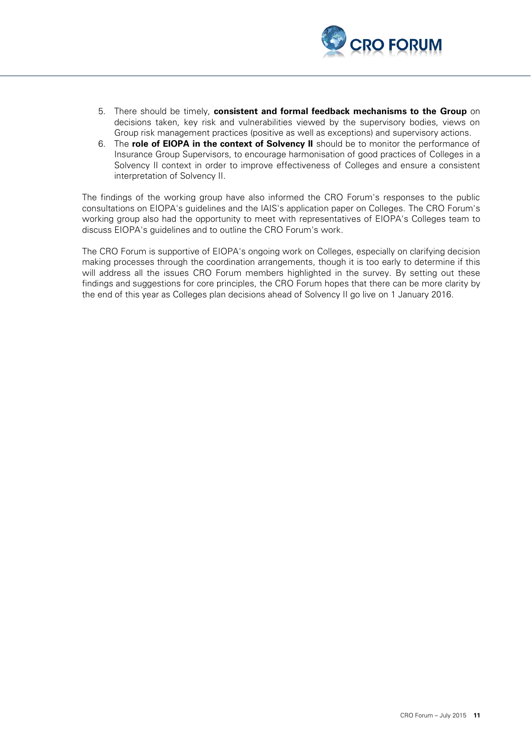5. There should be timely, **consistent and formal feedback mechanisms to the Group** on decisions taken, key risk and vulnerabilities viewed by the supervisory bodies, views on Group risk management practices (positive as well as exceptions) and supervisory actions.
6. The **role of EIOPA in the context of Solvency II** should be to monitor the performance of Insurance Group Supervisors, to encourage harmonisation of good practices of Colleges in a Solvency II context in order to improve effectiveness of Colleges and ensure a consistent interpretation of Solvency II.

The findings of the working group have also informed the CRO Forum's responses to the public consultations on EIOPA's guidelines and the IAIS's application paper on Colleges. The CRO Forum's working group also had the opportunity to meet with representatives of EIOPA's Colleges team to discuss EIOPA's guidelines and to outline the CRO Forum's work.

The CRO Forum is supportive of EIOPA's ongoing work on Colleges, especially on clarifying decision making processes through the coordination arrangements, though it is too early to determine if this will address all the issues CRO Forum members highlighted in the survey. By setting out these findings and suggestions for core principles, the CRO Forum hopes that there can be more clarity by the end of this year as Colleges plan decisions ahead of Solvency II go live on 1 January 2016.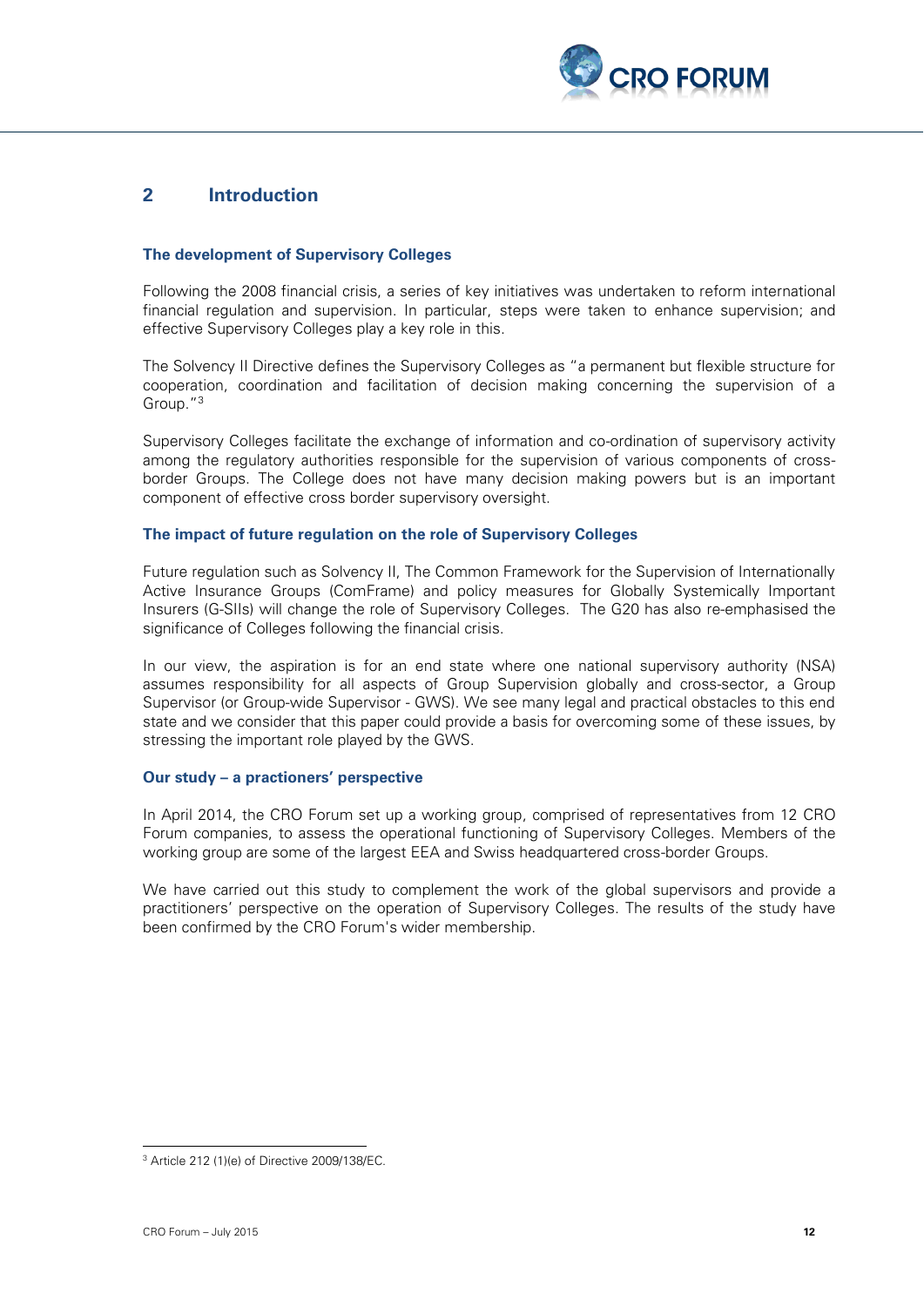## 2 Introduction

### The development of Supervisory Colleges

Following the 2008 financial crisis, a series of key initiatives was undertaken to reform international financial regulation and supervision. In particular, steps were taken to enhance supervision; and effective Supervisory Colleges play a key role in this.

The Solvency II Directive defines the Supervisory Colleges as "a permanent but flexible structure for cooperation, coordination and facilitation of decision making concerning the supervision of a Group."[3]

Supervisory Colleges facilitate the exchange of information and co-ordination of supervisory activity among the regulatory authorities responsible for the supervision of various components of cross-border Groups. The College does not have many decision making powers but is an important component of effective cross border supervisory oversight.

### The impact of future regulation on the role of Supervisory Colleges

Future regulation such as Solvency II, The Common Framework for the Supervision of Internationally Active Insurance Groups (ComFrame) and policy measures for Globally Systemically Important Insurers (G-SIIs) will change the role of Supervisory Colleges. The G20 has also re-emphasised the significance of Colleges following the financial crisis.

In our view, the aspiration is for an end state where one national supervisory authority (NSA) assumes responsibility for all aspects of Group Supervision globally and cross-sector, a Group Supervisor (or Group-wide Supervisor - GWS). We see many legal and practical obstacles to this end state and we consider that this paper could provide a basis for overcoming some of these issues, by stressing the important role played by the GWS.

### Our study – a practioners' perspective

In April 2014, the CRO Forum set up a working group, comprised of representatives from 12 CRO Forum companies, to assess the operational functioning of Supervisory Colleges. Members of the working group are some of the largest EEA and Swiss headquartered cross-border Groups.

We have carried out this study to complement the work of the global supervisors and provide a practitioners' perspective on the operation of Supervisory Colleges. The results of the study have been confirmed by the CRO Forum's wider membership.

---

[3] Article 212 (1)(e) of Directive 2009/138/EC.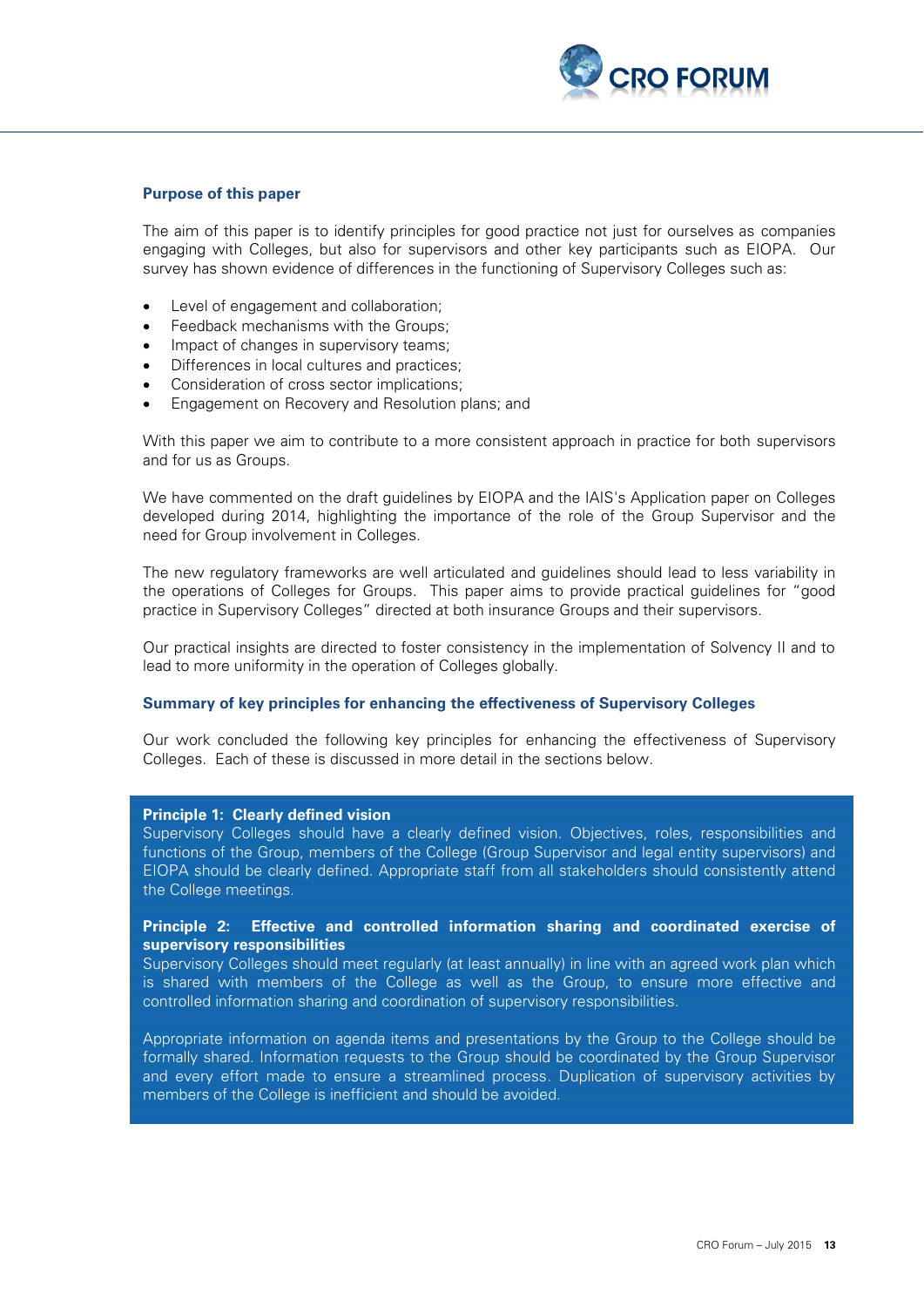### Purpose of this paper

The aim of this paper is to identify principles for good practice not just for ourselves as companies engaging with Colleges, but also for supervisors and other key participants such as EIOPA. Our survey has shown evidence of differences in the functioning of Supervisory Colleges such as:

- Level of engagement and collaboration;
- Feedback mechanisms with the Groups;
- Impact of changes in supervisory teams;
- Differences in local cultures and practices;
- Consideration of cross sector implications;
- Engagement on Recovery and Resolution plans; and

With this paper we aim to contribute to a more consistent approach in practice for both supervisors and for us as Groups.

We have commented on the draft guidelines by EIOPA and the IAIS's Application paper on Colleges developed during 2014, highlighting the importance of the role of the Group Supervisor and the need for Group involvement in Colleges.

The new regulatory frameworks are well articulated and guidelines should lead to less variability in the operations of Colleges for Groups. This paper aims to provide practical guidelines for "good practice in Supervisory Colleges" directed at both insurance Groups and their supervisors.

Our practical insights are directed to foster consistency in the implementation of Solvency II and to lead to more uniformity in the operation of Colleges globally.

### Summary of key principles for enhancing the effectiveness of Supervisory Colleges

Our work concluded the following key principles for enhancing the effectiveness of Supervisory Colleges. Each of these is discussed in more detail in the sections below.

**Principle 1: Clearly defined vision**
Supervisory Colleges should have a clearly defined vision. Objectives, roles, responsibilities and functions of the Group, members of the College (Group Supervisor and legal entity supervisors) and EIOPA should be clearly defined. Appropriate staff from all stakeholders should consistently attend the College meetings.

**Principle 2: Effective and controlled information sharing and coordinated exercise of supervisory responsibilities**
Supervisory Colleges should meet regularly (at least annually) in line with an agreed work plan which is shared with members of the College as well as the Group, to ensure more effective and controlled information sharing and coordination of supervisory responsibilities.

Appropriate information on agenda items and presentations by the Group to the College should be formally shared. Information requests to the Group should be coordinated by the Group Supervisor and every effort made to ensure a streamlined process. Duplication of supervisory activities by members of the College is inefficient and should be avoided.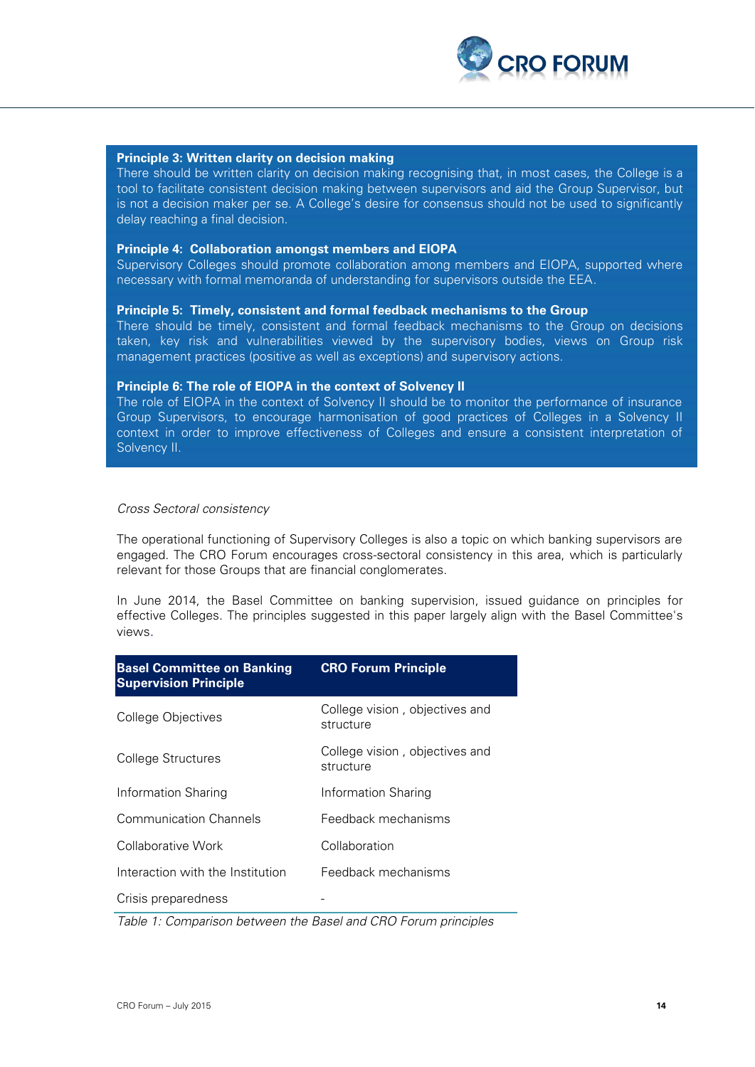**Principle 3: Written clarity on decision making**
There should be written clarity on decision making recognising that, in most cases, the College is a tool to facilitate consistent decision making between supervisors and aid the Group Supervisor, but is not a decision maker per se. A College's desire for consensus should not be used to significantly delay reaching a final decision.

**Principle 4: Collaboration amongst members and EIOPA**
Supervisory Colleges should promote collaboration among members and EIOPA, supported where necessary with formal memoranda of understanding for supervisors outside the EEA.

**Principle 5: Timely, consistent and formal feedback mechanisms to the Group**
There should be timely, consistent and formal feedback mechanisms to the Group on decisions taken, key risk and vulnerabilities viewed by the supervisory bodies, views on Group risk management practices (positive as well as exceptions) and supervisory actions.

**Principle 6: The role of EIOPA in the context of Solvency II**
The role of EIOPA in the context of Solvency II should be to monitor the performance of insurance Group Supervisors, to encourage harmonisation of good practices of Colleges in a Solvency II context in order to improve effectiveness of Colleges and ensure a consistent interpretation of Solvency II.

*Cross Sectoral consistency*

The operational functioning of Supervisory Colleges is also a topic on which banking supervisors are engaged. The CRO Forum encourages cross-sectoral consistency in this area, which is particularly relevant for those Groups that are financial conglomerates.

In June 2014, the Basel Committee on banking supervision, issued guidance on principles for effective Colleges. The principles suggested in this paper largely align with the Basel Committee's views.

| Basel Committee on Banking Supervision Principle | CRO Forum Principle |
|---|---|
| College Objectives | College vision , objectives and structure |
| College Structures | College vision , objectives and structure |
| Information Sharing | Information Sharing |
| Communication Channels | Feedback mechanisms |
| Collaborative Work | Collaboration |
| Interaction with the Institution | Feedback mechanisms |
| Crisis preparedness | - |

*Table 1: Comparison between the Basel and CRO Forum principles*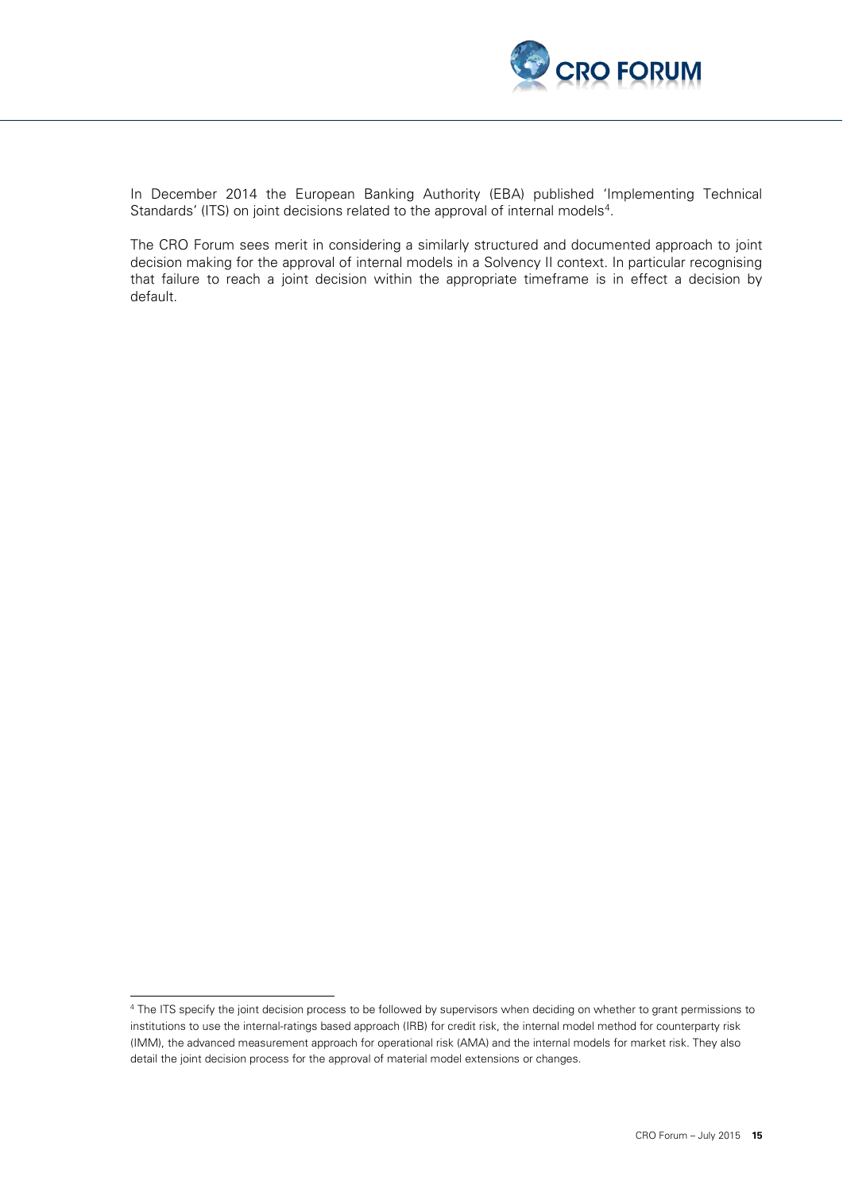In December 2014 the European Banking Authority (EBA) published 'Implementing Technical Standards' (ITS) on joint decisions related to the approval of internal models[4].

The CRO Forum sees merit in considering a similarly structured and documented approach to joint decision making for the approval of internal models in a Solvency II context. In particular recognising that failure to reach a joint decision within the appropriate timeframe is in effect a decision by default.

---

[4] The ITS specify the joint decision process to be followed by supervisors when deciding on whether to grant permissions to institutions to use the internal-ratings based approach (IRB) for credit risk, the internal model method for counterparty risk (IMM), the advanced measurement approach for operational risk (AMA) and the internal models for market risk. They also detail the joint decision process for the approval of material model extensions or changes.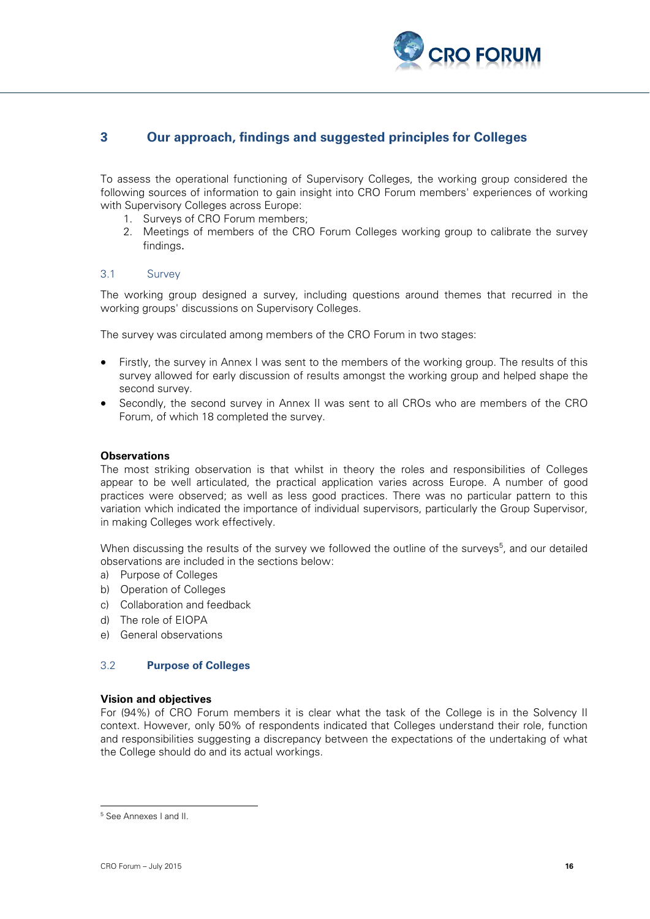## 3 Our approach, findings and suggested principles for Colleges

To assess the operational functioning of Supervisory Colleges, the working group considered the following sources of information to gain insight into CRO Forum members' experiences of working with Supervisory Colleges across Europe:

1. Surveys of CRO Forum members;
2. Meetings of members of the CRO Forum Colleges working group to calibrate the survey findings.

### 3.1 Survey

The working group designed a survey, including questions around themes that recurred in the working groups' discussions on Supervisory Colleges.

The survey was circulated among members of the CRO Forum in two stages:

- Firstly, the survey in Annex I was sent to the members of the working group. The results of this survey allowed for early discussion of results amongst the working group and helped shape the second survey.
- Secondly, the second survey in Annex II was sent to all CROs who are members of the CRO Forum, of which 18 completed the survey.

**Observations**

The most striking observation is that whilst in theory the roles and responsibilities of Colleges appear to be well articulated, the practical application varies across Europe. A number of good practices were observed; as well as less good practices. There was no particular pattern to this variation which indicated the importance of individual supervisors, particularly the Group Supervisor, in making Colleges work effectively.

When discussing the results of the survey we followed the outline of the surveys[5], and our detailed observations are included in the sections below:

a) Purpose of Colleges
b) Operation of Colleges
c) Collaboration and feedback
d) The role of EIOPA
e) General observations

### 3.2 Purpose of Colleges

**Vision and objectives**

For (94%) of CRO Forum members it is clear what the task of the College is in the Solvency II context. However, only 50% of respondents indicated that Colleges understand their role, function and responsibilities suggesting a discrepancy between the expectations of the undertaking of what the College should do and its actual workings.

[5] See Annexes I and II.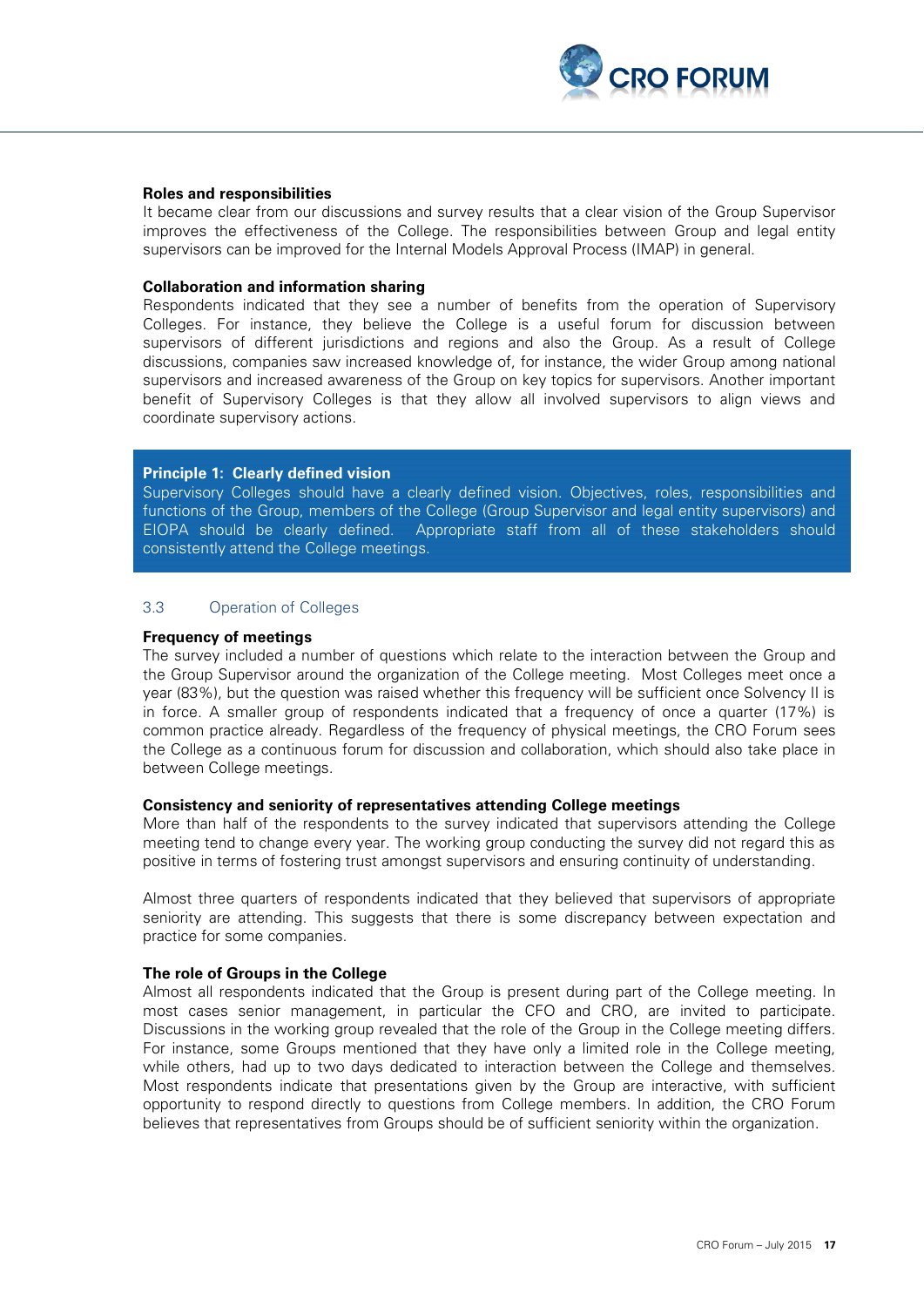**Roles and responsibilities**

It became clear from our discussions and survey results that a clear vision of the Group Supervisor improves the effectiveness of the College. The responsibilities between Group and legal entity supervisors can be improved for the Internal Models Approval Process (IMAP) in general.

**Collaboration and information sharing**

Respondents indicated that they see a number of benefits from the operation of Supervisory Colleges. For instance, they believe the College is a useful forum for discussion between supervisors of different jurisdictions and regions and also the Group. As a result of College discussions, companies saw increased knowledge of, for instance, the wider Group among national supervisors and increased awareness of the Group on key topics for supervisors. Another important benefit of Supervisory Colleges is that they allow all involved supervisors to align views and coordinate supervisory actions.

> **Principle 1: Clearly defined vision**
>
> Supervisory Colleges should have a clearly defined vision. Objectives, roles, responsibilities and functions of the Group, members of the College (Group Supervisor and legal entity supervisors) and EIOPA should be clearly defined. Appropriate staff from all of these stakeholders should consistently attend the College meetings.

### 3.3 Operation of Colleges

**Frequency of meetings**

The survey included a number of questions which relate to the interaction between the Group and the Group Supervisor around the organization of the College meeting. Most Colleges meet once a year (83%), but the question was raised whether this frequency will be sufficient once Solvency II is in force. A smaller group of respondents indicated that a frequency of once a quarter (17%) is common practice already. Regardless of the frequency of physical meetings, the CRO Forum sees the College as a continuous forum for discussion and collaboration, which should also take place in between College meetings.

**Consistency and seniority of representatives attending College meetings**

More than half of the respondents to the survey indicated that supervisors attending the College meeting tend to change every year. The working group conducting the survey did not regard this as positive in terms of fostering trust amongst supervisors and ensuring continuity of understanding.

Almost three quarters of respondents indicated that they believed that supervisors of appropriate seniority are attending. This suggests that there is some discrepancy between expectation and practice for some companies.

**The role of Groups in the College**

Almost all respondents indicated that the Group is present during part of the College meeting. In most cases senior management, in particular the CFO and CRO, are invited to participate. Discussions in the working group revealed that the role of the Group in the College meeting differs. For instance, some Groups mentioned that they have only a limited role in the College meeting, while others, had up to two days dedicated to interaction between the College and themselves. Most respondents indicate that presentations given by the Group are interactive, with sufficient opportunity to respond directly to questions from College members. In addition, the CRO Forum believes that representatives from Groups should be of sufficient seniority within the organization.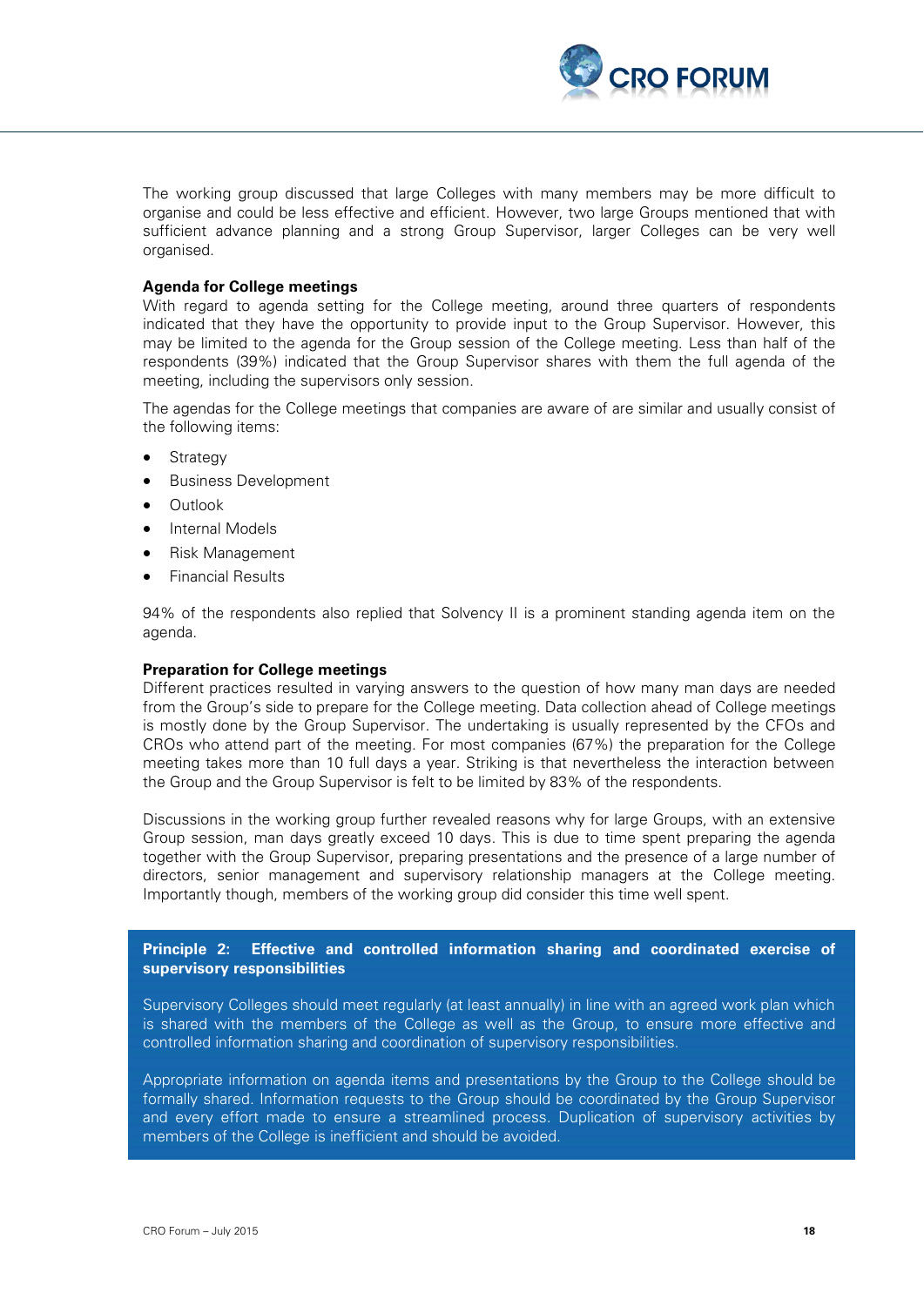The working group discussed that large Colleges with many members may be more difficult to organise and could be less effective and efficient. However, two large Groups mentioned that with sufficient advance planning and a strong Group Supervisor, larger Colleges can be very well organised.

**Agenda for College meetings**

With regard to agenda setting for the College meeting, around three quarters of respondents indicated that they have the opportunity to provide input to the Group Supervisor. However, this may be limited to the agenda for the Group session of the College meeting. Less than half of the respondents (39%) indicated that the Group Supervisor shares with them the full agenda of the meeting, including the supervisors only session.

The agendas for the College meetings that companies are aware of are similar and usually consist of the following items:

- Strategy
- Business Development
- Outlook
- Internal Models
- Risk Management
- Financial Results

94% of the respondents also replied that Solvency II is a prominent standing agenda item on the agenda.

**Preparation for College meetings**

Different practices resulted in varying answers to the question of how many man days are needed from the Group's side to prepare for the College meeting. Data collection ahead of College meetings is mostly done by the Group Supervisor. The undertaking is usually represented by the CFOs and CROs who attend part of the meeting. For most companies (67%) the preparation for the College meeting takes more than 10 full days a year. Striking is that nevertheless the interaction between the Group and the Group Supervisor is felt to be limited by 83% of the respondents.

Discussions in the working group further revealed reasons why for large Groups, with an extensive Group session, man days greatly exceed 10 days. This is due to time spent preparing the agenda together with the Group Supervisor, preparing presentations and the presence of a large number of directors, senior management and supervisory relationship managers at the College meeting. Importantly though, members of the working group did consider this time well spent.

**Principle 2: Effective and controlled information sharing and coordinated exercise of supervisory responsibilities**

Supervisory Colleges should meet regularly (at least annually) in line with an agreed work plan which is shared with the members of the College as well as the Group, to ensure more effective and controlled information sharing and coordination of supervisory responsibilities.

Appropriate information on agenda items and presentations by the Group to the College should be formally shared. Information requests to the Group should be coordinated by the Group Supervisor and every effort made to ensure a streamlined process. Duplication of supervisory activities by members of the College is inefficient and should be avoided.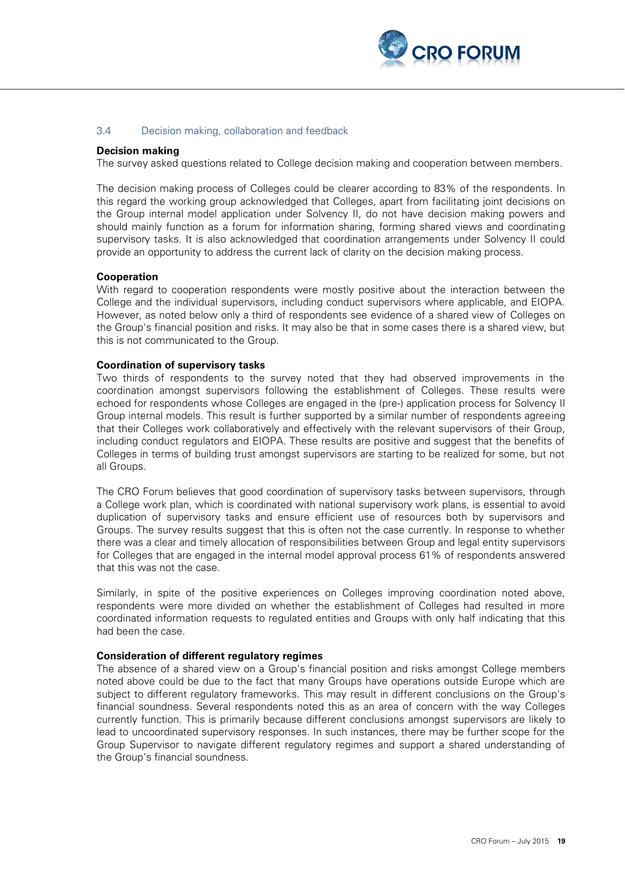### 3.4 Decision making, collaboration and feedback

**Decision making**
The survey asked questions related to College decision making and cooperation between members.

The decision making process of Colleges could be clearer according to 83% of the respondents. In this regard the working group acknowledged that Colleges, apart from facilitating joint decisions on the Group internal model application under Solvency II, do not have decision making powers and should mainly function as a forum for information sharing, forming shared views and coordinating supervisory tasks. It is also acknowledged that coordination arrangements under Solvency II could provide an opportunity to address the current lack of clarity on the decision making process.

**Cooperation**
With regard to cooperation respondents were mostly positive about the interaction between the College and the individual supervisors, including conduct supervisors where applicable, and EIOPA. However, as noted below only a third of respondents see evidence of a shared view of Colleges on the Group's financial position and risks. It may also be that in some cases there is a shared view, but this is not communicated to the Group.

**Coordination of supervisory tasks**
Two thirds of respondents to the survey noted that they had observed improvements in the coordination amongst supervisors following the establishment of Colleges. These results were echoed for respondents whose Colleges are engaged in the (pre-) application process for Solvency II Group internal models. This result is further supported by a similar number of respondents agreeing that their Colleges work collaboratively and effectively with the relevant supervisors of their Group, including conduct regulators and EIOPA. These results are positive and suggest that the benefits of Colleges in terms of building trust amongst supervisors are starting to be realized for some, but not all Groups.

The CRO Forum believes that good coordination of supervisory tasks between supervisors, through a College work plan, which is coordinated with national supervisory work plans, is essential to avoid duplication of supervisory tasks and ensure efficient use of resources both by supervisors and Groups. The survey results suggest that this is often not the case currently. In response to whether there was a clear and timely allocation of responsibilities between Group and legal entity supervisors for Colleges that are engaged in the internal model approval process 61% of respondents answered that this was not the case.

Similarly, in spite of the positive experiences on Colleges improving coordination noted above, respondents were more divided on whether the establishment of Colleges had resulted in more coordinated information requests to regulated entities and Groups with only half indicating that this had been the case.

**Consideration of different regulatory regimes**
The absence of a shared view on a Group's financial position and risks amongst College members noted above could be due to the fact that many Groups have operations outside Europe which are subject to different regulatory frameworks. This may result in different conclusions on the Group's financial soundness. Several respondents noted this as an area of concern with the way Colleges currently function. This is primarily because different conclusions amongst supervisors are likely to lead to uncoordinated supervisory responses. In such instances, there may be further scope for the Group Supervisor to navigate different regulatory regimes and support a shared understanding of the Group's financial soundness.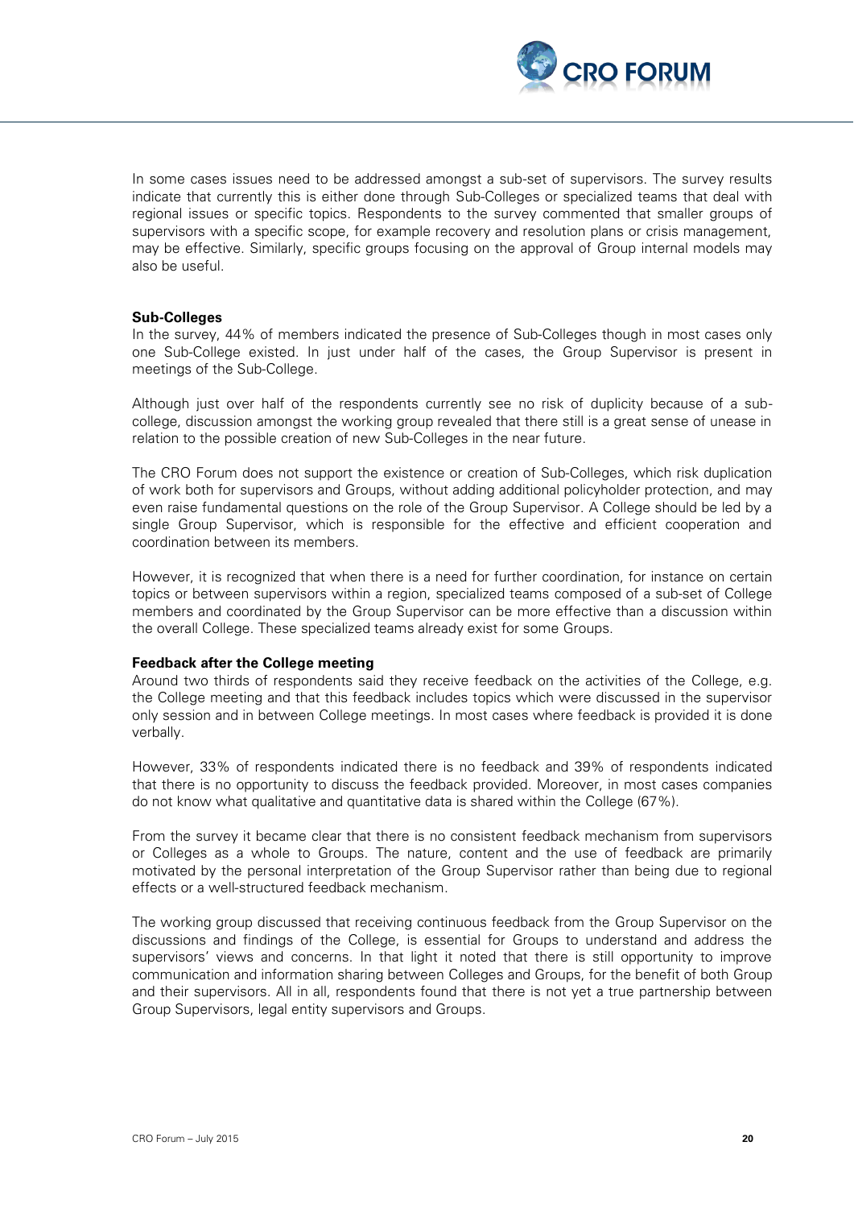In some cases issues need to be addressed amongst a sub-set of supervisors. The survey results indicate that currently this is either done through Sub-Colleges or specialized teams that deal with regional issues or specific topics. Respondents to the survey commented that smaller groups of supervisors with a specific scope, for example recovery and resolution plans or crisis management, may be effective. Similarly, specific groups focusing on the approval of Group internal models may also be useful.

**Sub-Colleges**

In the survey, 44% of members indicated the presence of Sub-Colleges though in most cases only one Sub-College existed. In just under half of the cases, the Group Supervisor is present in meetings of the Sub-College.

Although just over half of the respondents currently see no risk of duplicity because of a sub-college, discussion amongst the working group revealed that there still is a great sense of unease in relation to the possible creation of new Sub-Colleges in the near future.

The CRO Forum does not support the existence or creation of Sub-Colleges, which risk duplication of work both for supervisors and Groups, without adding additional policyholder protection, and may even raise fundamental questions on the role of the Group Supervisor. A College should be led by a single Group Supervisor, which is responsible for the effective and efficient cooperation and coordination between its members.

However, it is recognized that when there is a need for further coordination, for instance on certain topics or between supervisors within a region, specialized teams composed of a sub-set of College members and coordinated by the Group Supervisor can be more effective than a discussion within the overall College. These specialized teams already exist for some Groups.

**Feedback after the College meeting**

Around two thirds of respondents said they receive feedback on the activities of the College, e.g. the College meeting and that this feedback includes topics which were discussed in the supervisor only session and in between College meetings. In most cases where feedback is provided it is done verbally.

However, 33% of respondents indicated there is no feedback and 39% of respondents indicated that there is no opportunity to discuss the feedback provided. Moreover, in most cases companies do not know what qualitative and quantitative data is shared within the College (67%).

From the survey it became clear that there is no consistent feedback mechanism from supervisors or Colleges as a whole to Groups. The nature, content and the use of feedback are primarily motivated by the personal interpretation of the Group Supervisor rather than being due to regional effects or a well-structured feedback mechanism.

The working group discussed that receiving continuous feedback from the Group Supervisor on the discussions and findings of the College, is essential for Groups to understand and address the supervisors' views and concerns. In that light it noted that there is still opportunity to improve communication and information sharing between Colleges and Groups, for the benefit of both Group and their supervisors. All in all, respondents found that there is not yet a true partnership between Group Supervisors, legal entity supervisors and Groups.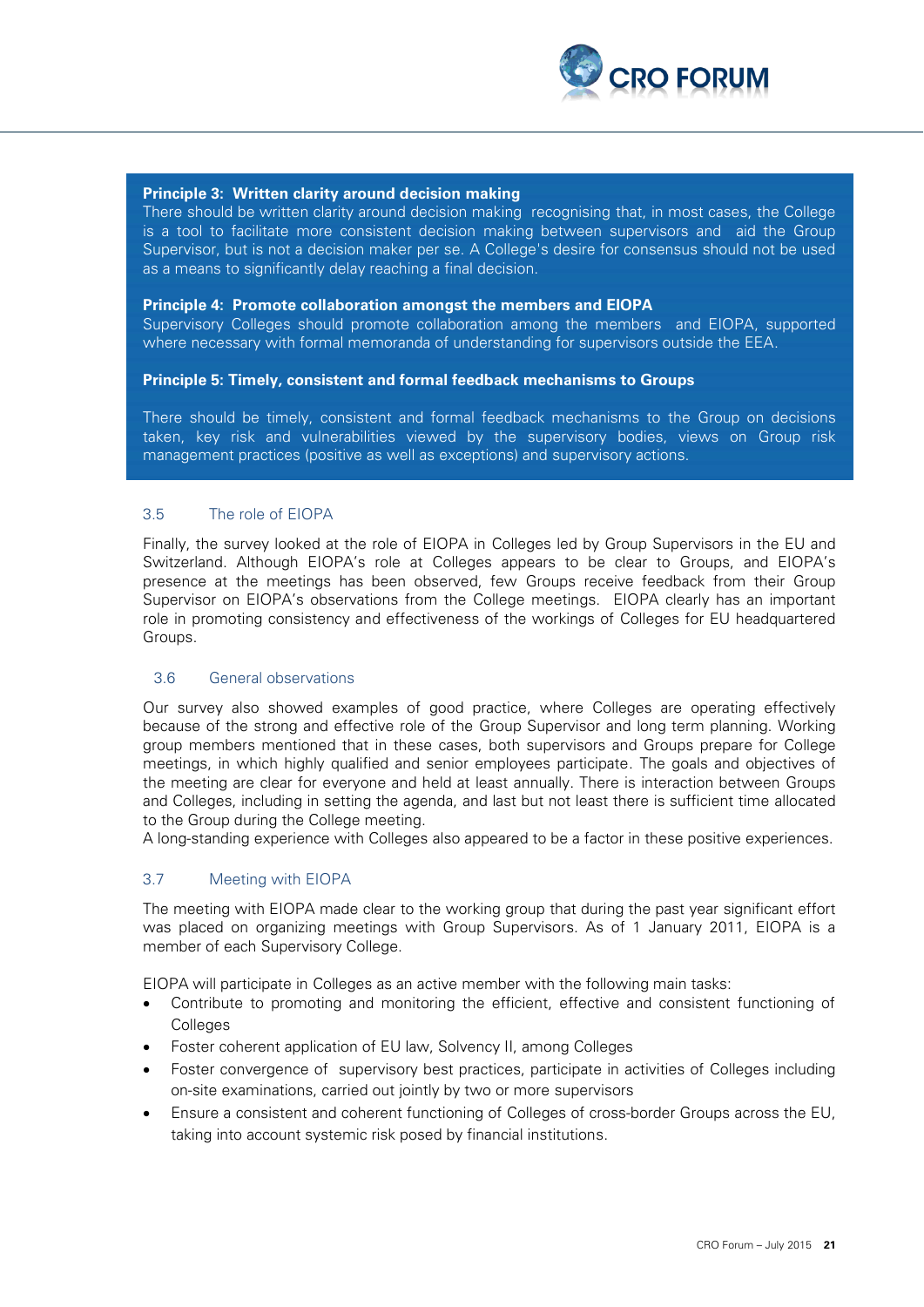**Principle 3: Written clarity around decision making**
There should be written clarity around decision making recognising that, in most cases, the College is a tool to facilitate more consistent decision making between supervisors and aid the Group Supervisor, but is not a decision maker per se. A College's desire for consensus should not be used as a means to significantly delay reaching a final decision.

**Principle 4: Promote collaboration amongst the members and EIOPA**
Supervisory Colleges should promote collaboration among the members and EIOPA, supported where necessary with formal memoranda of understanding for supervisors outside the EEA.

**Principle 5: Timely, consistent and formal feedback mechanisms to Groups**

There should be timely, consistent and formal feedback mechanisms to the Group on decisions taken, key risk and vulnerabilities viewed by the supervisory bodies, views on Group risk management practices (positive as well as exceptions) and supervisory actions.

### 3.5 The role of EIOPA

Finally, the survey looked at the role of EIOPA in Colleges led by Group Supervisors in the EU and Switzerland. Although EIOPA's role at Colleges appears to be clear to Groups, and EIOPA's presence at the meetings has been observed, few Groups receive feedback from their Group Supervisor on EIOPA's observations from the College meetings. EIOPA clearly has an important role in promoting consistency and effectiveness of the workings of Colleges for EU headquartered Groups.

### 3.6 General observations

Our survey also showed examples of good practice, where Colleges are operating effectively because of the strong and effective role of the Group Supervisor and long term planning. Working group members mentioned that in these cases, both supervisors and Groups prepare for College meetings, in which highly qualified and senior employees participate. The goals and objectives of the meeting are clear for everyone and held at least annually. There is interaction between Groups and Colleges, including in setting the agenda, and last but not least there is sufficient time allocated to the Group during the College meeting.
A long-standing experience with Colleges also appeared to be a factor in these positive experiences.

### 3.7 Meeting with EIOPA

The meeting with EIOPA made clear to the working group that during the past year significant effort was placed on organizing meetings with Group Supervisors. As of 1 January 2011, EIOPA is a member of each Supervisory College.

EIOPA will participate in Colleges as an active member with the following main tasks:

- Contribute to promoting and monitoring the efficient, effective and consistent functioning of Colleges
- Foster coherent application of EU law, Solvency II, among Colleges
- Foster convergence of supervisory best practices, participate in activities of Colleges including on-site examinations, carried out jointly by two or more supervisors
- Ensure a consistent and coherent functioning of Colleges of cross-border Groups across the EU, taking into account systemic risk posed by financial institutions.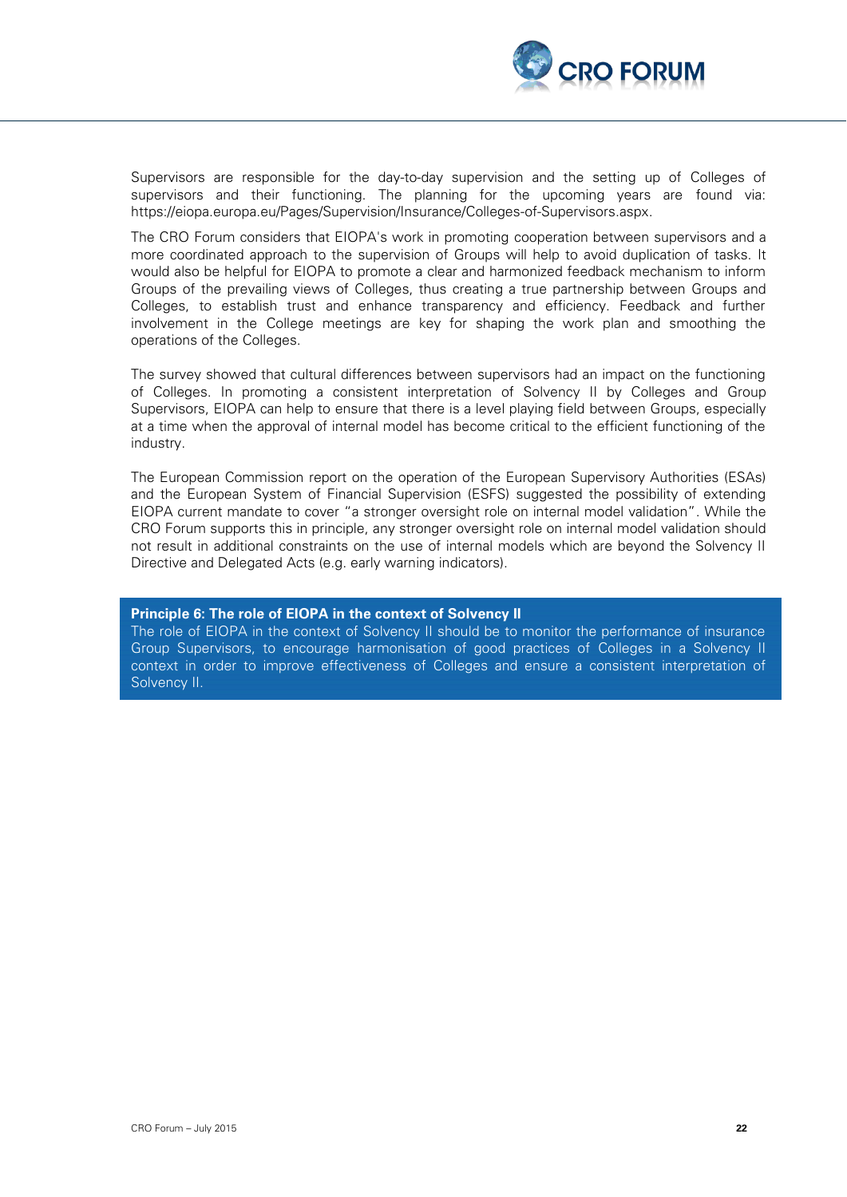Supervisors are responsible for the day-to-day supervision and the setting up of Colleges of supervisors and their functioning. The planning for the upcoming years are found via: https://eiopa.europa.eu/Pages/Supervision/Insurance/Colleges-of-Supervisors.aspx.

The CRO Forum considers that EIOPA's work in promoting cooperation between supervisors and a more coordinated approach to the supervision of Groups will help to avoid duplication of tasks. It would also be helpful for EIOPA to promote a clear and harmonized feedback mechanism to inform Groups of the prevailing views of Colleges, thus creating a true partnership between Groups and Colleges, to establish trust and enhance transparency and efficiency. Feedback and further involvement in the College meetings are key for shaping the work plan and smoothing the operations of the Colleges.

The survey showed that cultural differences between supervisors had an impact on the functioning of Colleges. In promoting a consistent interpretation of Solvency II by Colleges and Group Supervisors, EIOPA can help to ensure that there is a level playing field between Groups, especially at a time when the approval of internal model has become critical to the efficient functioning of the industry.

The European Commission report on the operation of the European Supervisory Authorities (ESAs) and the European System of Financial Supervision (ESFS) suggested the possibility of extending EIOPA current mandate to cover "a stronger oversight role on internal model validation". While the CRO Forum supports this in principle, any stronger oversight role on internal model validation should not result in additional constraints on the use of internal models which are beyond the Solvency II Directive and Delegated Acts (e.g. early warning indicators).

**Principle 6: The role of EIOPA in the context of Solvency II**

The role of EIOPA in the context of Solvency II should be to monitor the performance of insurance Group Supervisors, to encourage harmonisation of good practices of Colleges in a Solvency II context in order to improve effectiveness of Colleges and ensure a consistent interpretation of Solvency II.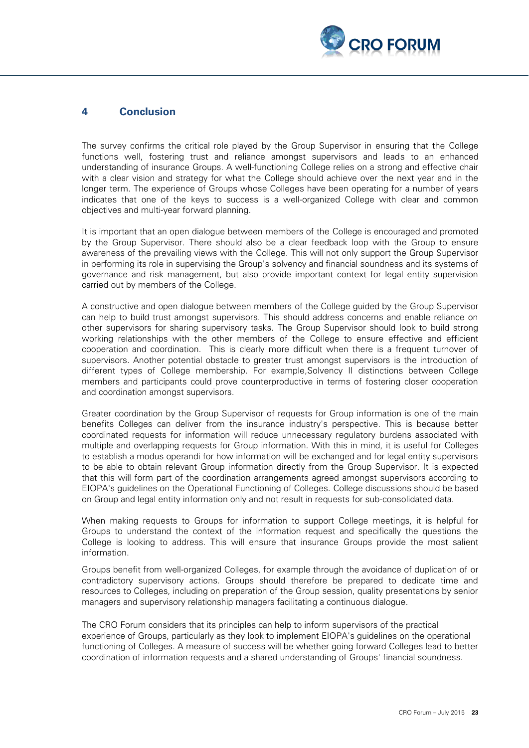## 4 Conclusion

The survey confirms the critical role played by the Group Supervisor in ensuring that the College functions well, fostering trust and reliance amongst supervisors and leads to an enhanced understanding of insurance Groups. A well-functioning College relies on a strong and effective chair with a clear vision and strategy for what the College should achieve over the next year and in the longer term. The experience of Groups whose Colleges have been operating for a number of years indicates that one of the keys to success is a well-organized College with clear and common objectives and multi-year forward planning.

It is important that an open dialogue between members of the College is encouraged and promoted by the Group Supervisor. There should also be a clear feedback loop with the Group to ensure awareness of the prevailing views with the College. This will not only support the Group Supervisor in performing its role in supervising the Group's solvency and financial soundness and its systems of governance and risk management, but also provide important context for legal entity supervision carried out by members of the College.

A constructive and open dialogue between members of the College guided by the Group Supervisor can help to build trust amongst supervisors. This should address concerns and enable reliance on other supervisors for sharing supervisory tasks. The Group Supervisor should look to build strong working relationships with the other members of the College to ensure effective and efficient cooperation and coordination. This is clearly more difficult when there is a frequent turnover of supervisors. Another potential obstacle to greater trust amongst supervisors is the introduction of different types of College membership. For example,Solvency II distinctions between College members and participants could prove counterproductive in terms of fostering closer cooperation and coordination amongst supervisors.

Greater coordination by the Group Supervisor of requests for Group information is one of the main benefits Colleges can deliver from the insurance industry's perspective. This is because better coordinated requests for information will reduce unnecessary regulatory burdens associated with multiple and overlapping requests for Group information. With this in mind, it is useful for Colleges to establish a modus operandi for how information will be exchanged and for legal entity supervisors to be able to obtain relevant Group information directly from the Group Supervisor. It is expected that this will form part of the coordination arrangements agreed amongst supervisors according to EIOPA's guidelines on the Operational Functioning of Colleges. College discussions should be based on Group and legal entity information only and not result in requests for sub-consolidated data.

When making requests to Groups for information to support College meetings, it is helpful for Groups to understand the context of the information request and specifically the questions the College is looking to address. This will ensure that insurance Groups provide the most salient information.

Groups benefit from well-organized Colleges, for example through the avoidance of duplication of or contradictory supervisory actions. Groups should therefore be prepared to dedicate time and resources to Colleges, including on preparation of the Group session, quality presentations by senior managers and supervisory relationship managers facilitating a continuous dialogue.

The CRO Forum considers that its principles can help to inform supervisors of the practical experience of Groups, particularly as they look to implement EIOPA's guidelines on the operational functioning of Colleges. A measure of success will be whether going forward Colleges lead to better coordination of information requests and a shared understanding of Groups' financial soundness.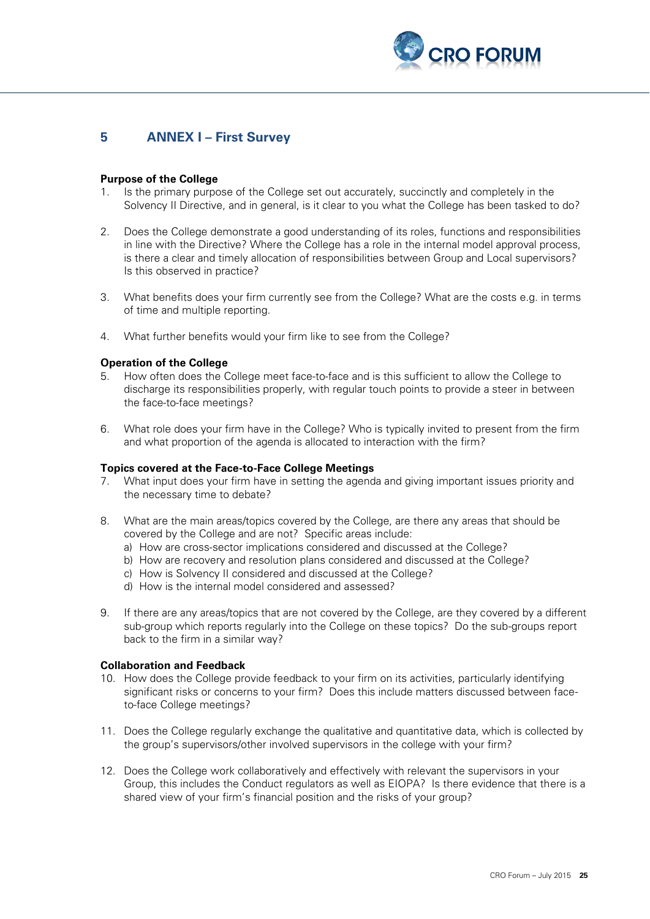# 5 ANNEX I – First Survey

**Purpose of the College**

1. Is the primary purpose of the College set out accurately, succinctly and completely in the Solvency II Directive, and in general, is it clear to you what the College has been tasked to do?

2. Does the College demonstrate a good understanding of its roles, functions and responsibilities in line with the Directive? Where the College has a role in the internal model approval process, is there a clear and timely allocation of responsibilities between Group and Local supervisors? Is this observed in practice?

3. What benefits does your firm currently see from the College? What are the costs e.g. in terms of time and multiple reporting.

4. What further benefits would your firm like to see from the College?

**Operation of the College**

5. How often does the College meet face-to-face and is this sufficient to allow the College to discharge its responsibilities properly, with regular touch points to provide a steer in between the face-to-face meetings?

6. What role does your firm have in the College? Who is typically invited to present from the firm and what proportion of the agenda is allocated to interaction with the firm?

**Topics covered at the Face-to-Face College Meetings**

7. What input does your firm have in setting the agenda and giving important issues priority and the necessary time to debate?

8. What are the main areas/topics covered by the College, are there any areas that should be covered by the College and are not? Specific areas include:
   a) How are cross-sector implications considered and discussed at the College?
   b) How are recovery and resolution plans considered and discussed at the College?
   c) How is Solvency II considered and discussed at the College?
   d) How is the internal model considered and assessed?

9. If there are any areas/topics that are not covered by the College, are they covered by a different sub-group which reports regularly into the College on these topics? Do the sub-groups report back to the firm in a similar way?

**Collaboration and Feedback**

10. How does the College provide feedback to your firm on its activities, particularly identifying significant risks or concerns to your firm? Does this include matters discussed between face-to-face College meetings?

11. Does the College regularly exchange the qualitative and quantitative data, which is collected by the group's supervisors/other involved supervisors in the college with your firm?

12. Does the College work collaboratively and effectively with relevant the supervisors in your Group, this includes the Conduct regulators as well as EIOPA? Is there evidence that there is a shared view of your firm's financial position and the risks of your group?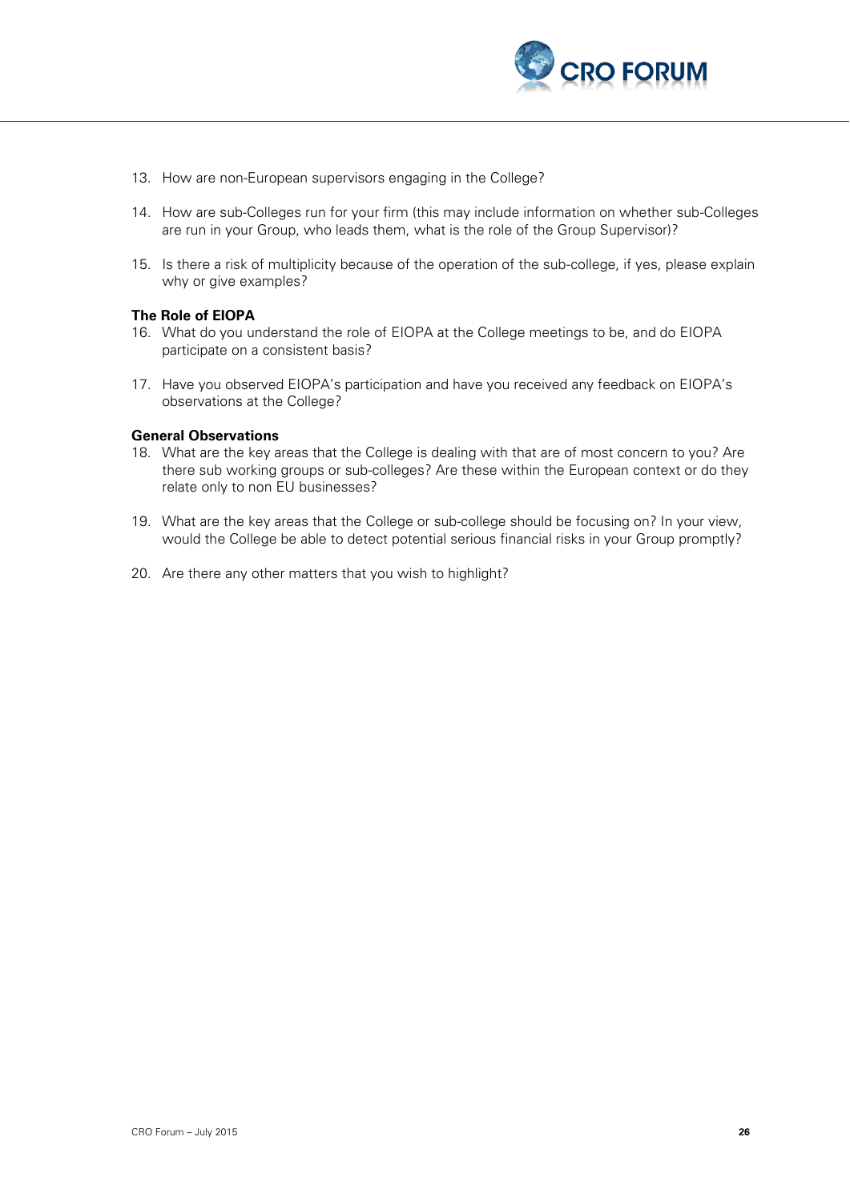13. How are non-European supervisors engaging in the College?

14. How are sub-Colleges run for your firm (this may include information on whether sub-Colleges are run in your Group, who leads them, what is the role of the Group Supervisor)?

15. Is there a risk of multiplicity because of the operation of the sub-college, if yes, please explain why or give examples?

**The Role of EIOPA**

16. What do you understand the role of EIOPA at the College meetings to be, and do EIOPA participate on a consistent basis?

17. Have you observed EIOPA's participation and have you received any feedback on EIOPA's observations at the College?

**General Observations**

18. What are the key areas that the College is dealing with that are of most concern to you? Are there sub working groups or sub-colleges? Are these within the European context or do they relate only to non EU businesses?

19. What are the key areas that the College or sub-college should be focusing on? In your view, would the College be able to detect potential serious financial risks in your Group promptly?

20. Are there any other matters that you wish to highlight?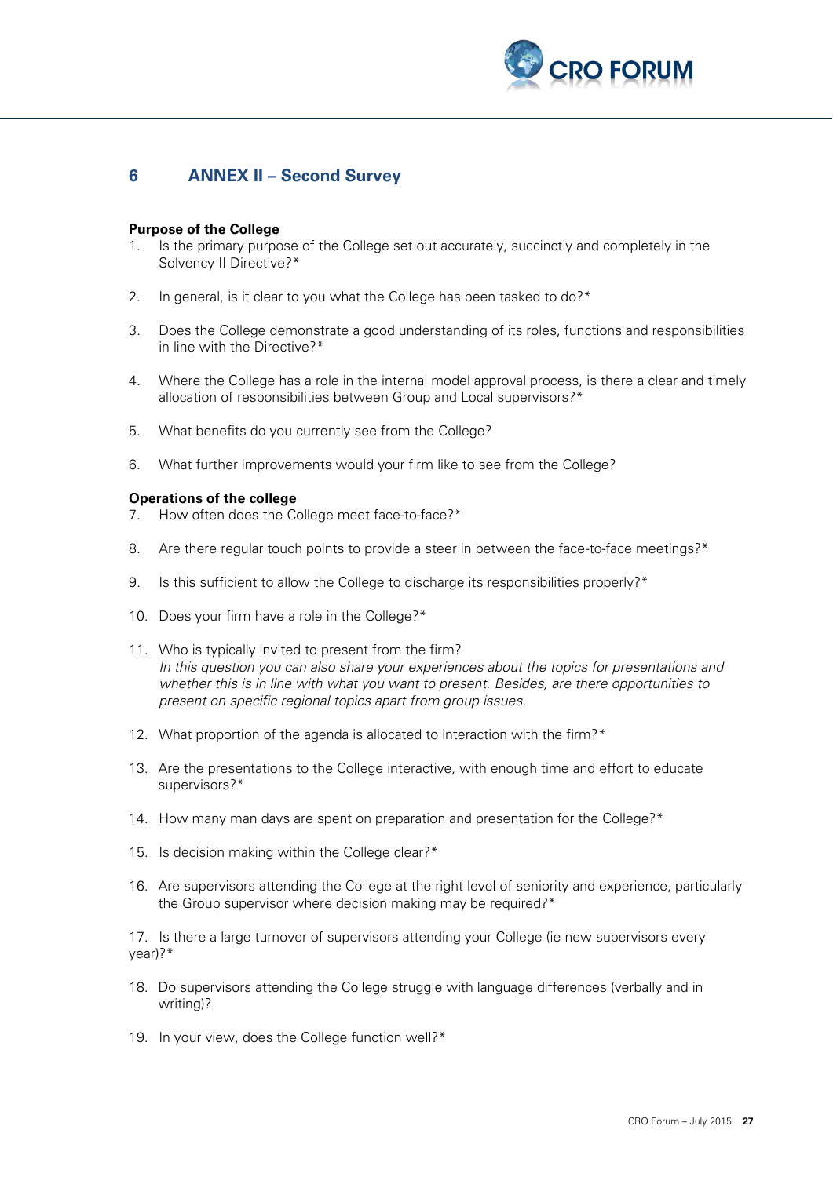## 6 ANNEX II – Second Survey

**Purpose of the College**

1. Is the primary purpose of the College set out accurately, succinctly and completely in the Solvency II Directive?*

2. In general, is it clear to you what the College has been tasked to do?*

3. Does the College demonstrate a good understanding of its roles, functions and responsibilities in line with the Directive?*

4. Where the College has a role in the internal model approval process, is there a clear and timely allocation of responsibilities between Group and Local supervisors?*

5. What benefits do you currently see from the College?

6. What further improvements would your firm like to see from the College?

**Operations of the college**

7. How often does the College meet face-to-face?*

8. Are there regular touch points to provide a steer in between the face-to-face meetings?*

9. Is this sufficient to allow the College to discharge its responsibilities properly?*

10. Does your firm have a role in the College?*

11. Who is typically invited to present from the firm?
    *In this question you can also share your experiences about the topics for presentations and whether this is in line with what you want to present. Besides, are there opportunities to present on specific regional topics apart from group issues.*

12. What proportion of the agenda is allocated to interaction with the firm?*

13. Are the presentations to the College interactive, with enough time and effort to educate supervisors?*

14. How many man days are spent on preparation and presentation for the College?*

15. Is decision making within the College clear?*

16. Are supervisors attending the College at the right level of seniority and experience, particularly the Group supervisor where decision making may be required?*

17. Is there a large turnover of supervisors attending your College (ie new supervisors every year)?*

18. Do supervisors attending the College struggle with language differences (verbally and in writing)?

19. In your view, does the College function well?*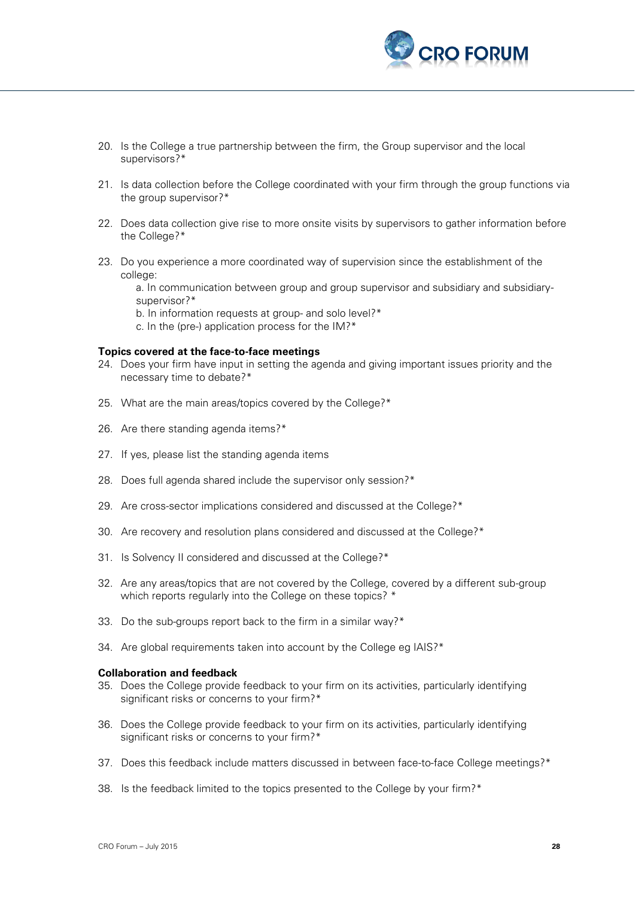20. Is the College a true partnership between the firm, the Group supervisor and the local supervisors?*

21. Is data collection before the College coordinated with your firm through the group functions via the group supervisor?*

22. Does data collection give rise to more onsite visits by supervisors to gather information before the College?*

23. Do you experience a more coordinated way of supervision since the establishment of the college:
    a. In communication between group and group supervisor and subsidiary and subsidiary-supervisor?*
    b. In information requests at group- and solo level?*
    c. In the (pre-) application process for the IM?*

**Topics covered at the face-to-face meetings**

24. Does your firm have input in setting the agenda and giving important issues priority and the necessary time to debate?*

25. What are the main areas/topics covered by the College?*

26. Are there standing agenda items?*

27. If yes, please list the standing agenda items

28. Does full agenda shared include the supervisor only session?*

29. Are cross-sector implications considered and discussed at the College?*

30. Are recovery and resolution plans considered and discussed at the College?*

31. Is Solvency II considered and discussed at the College?*

32. Are any areas/topics that are not covered by the College, covered by a different sub-group which reports regularly into the College on these topics? *

33. Do the sub-groups report back to the firm in a similar way?*

34. Are global requirements taken into account by the College eg IAIS?*

**Collaboration and feedback**

35. Does the College provide feedback to your firm on its activities, particularly identifying significant risks or concerns to your firm?*

36. Does the College provide feedback to your firm on its activities, particularly identifying significant risks or concerns to your firm?*

37. Does this feedback include matters discussed in between face-to-face College meetings?*

38. Is the feedback limited to the topics presented to the College by your firm?*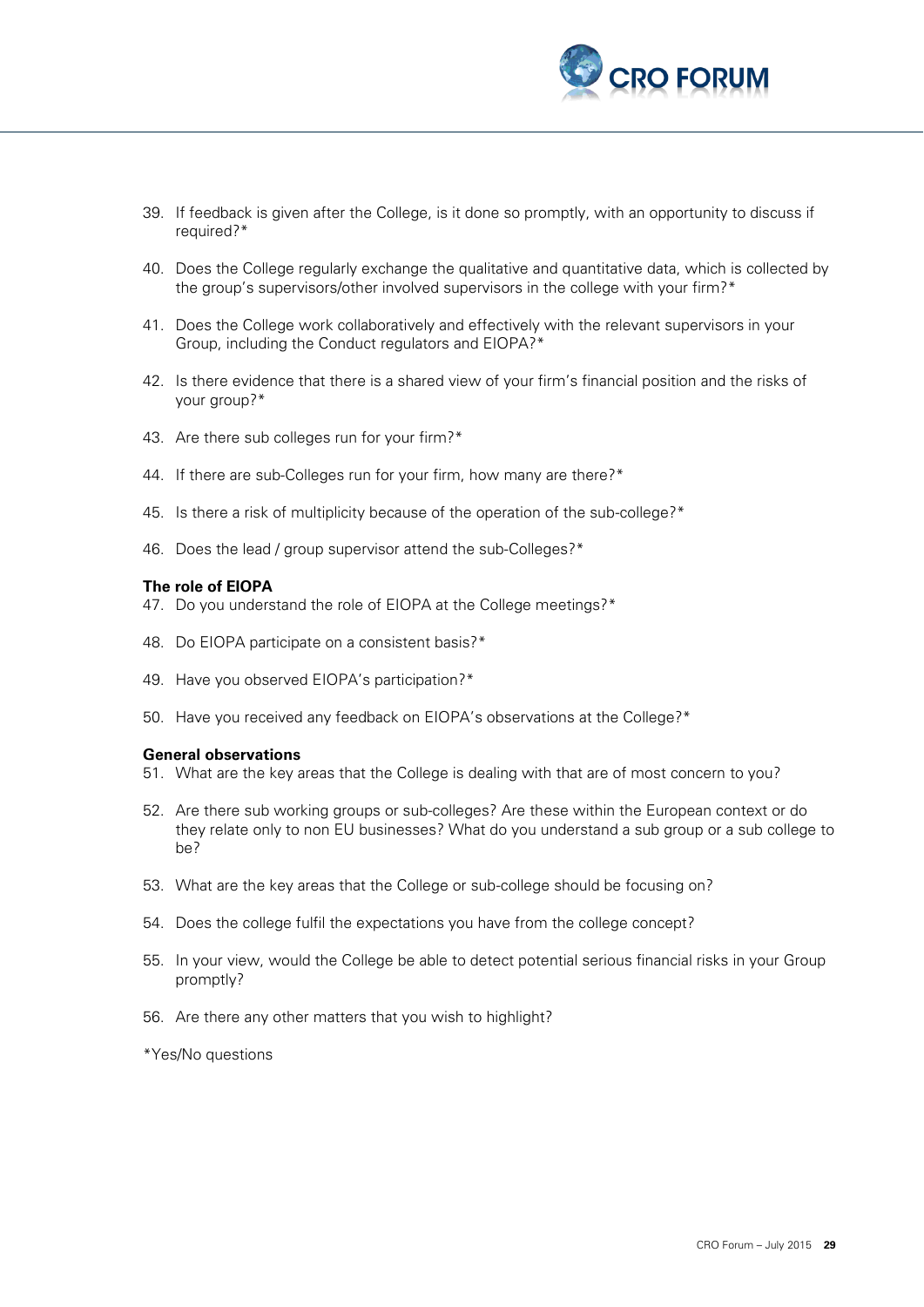39. If feedback is given after the College, is it done so promptly, with an opportunity to discuss if required?*

40. Does the College regularly exchange the qualitative and quantitative data, which is collected by the group's supervisors/other involved supervisors in the college with your firm?*

41. Does the College work collaboratively and effectively with the relevant supervisors in your Group, including the Conduct regulators and EIOPA?*

42. Is there evidence that there is a shared view of your firm's financial position and the risks of your group?*

43. Are there sub colleges run for your firm?*

44. If there are sub-Colleges run for your firm, how many are there?*

45. Is there a risk of multiplicity because of the operation of the sub-college?*

46. Does the lead / group supervisor attend the sub-Colleges?*

**The role of EIOPA**

47. Do you understand the role of EIOPA at the College meetings?*

48. Do EIOPA participate on a consistent basis?*

49. Have you observed EIOPA's participation?*

50. Have you received any feedback on EIOPA's observations at the College?*

**General observations**

51. What are the key areas that the College is dealing with that are of most concern to you?

52. Are there sub working groups or sub-colleges? Are these within the European context or do they relate only to non EU businesses? What do you understand a sub group or a sub college to be?

53. What are the key areas that the College or sub-college should be focusing on?

54. Does the college fulfil the expectations you have from the college concept?

55. In your view, would the College be able to detect potential serious financial risks in your Group promptly?

56. Are there any other matters that you wish to highlight?

*Yes/No questions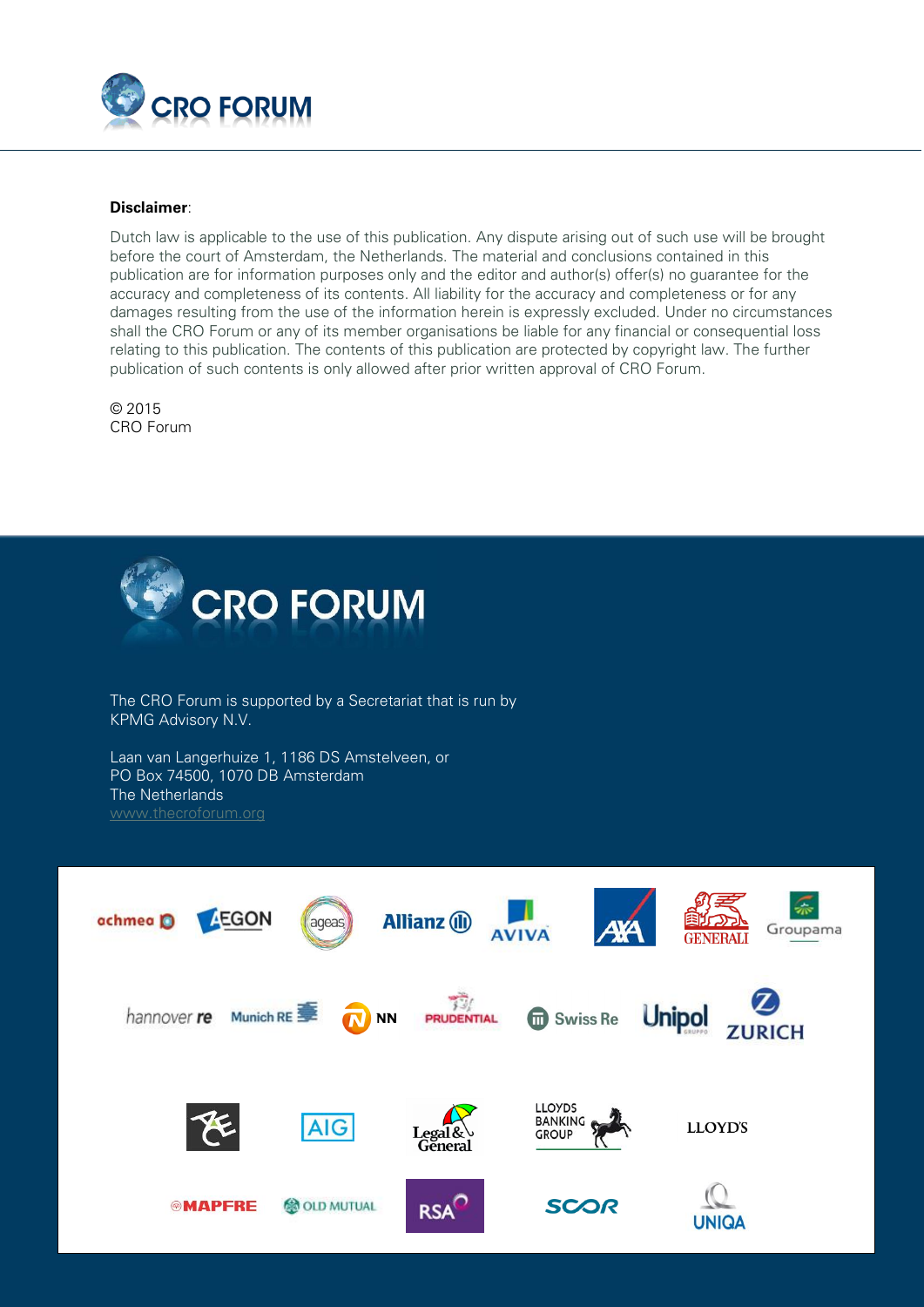**Disclaimer**:

Dutch law is applicable to the use of this publication. Any dispute arising out of such use will be brought before the court of Amsterdam, the Netherlands. The material and conclusions contained in this publication are for information purposes only and the editor and author(s) offer(s) no guarantee for the accuracy and completeness of its contents. All liability for the accuracy and completeness or for any damages resulting from the use of the information herein is expressly excluded. Under no circumstances shall the CRO Forum or any of its member organisations be liable for any financial or consequential loss relating to this publication. The contents of this publication are protected by copyright law. The further publication of such contents is only allowed after prior written approval of CRO Forum.

© 2015
CRO Forum

The CRO Forum is supported by a Secretariat that is run by KPMG Advisory N.V.

Laan van Langerhuize 1, 1186 DS Amstelveen, or
PO Box 74500, 1070 DB Amsterdam
The Netherlands
www.thecroforum.org